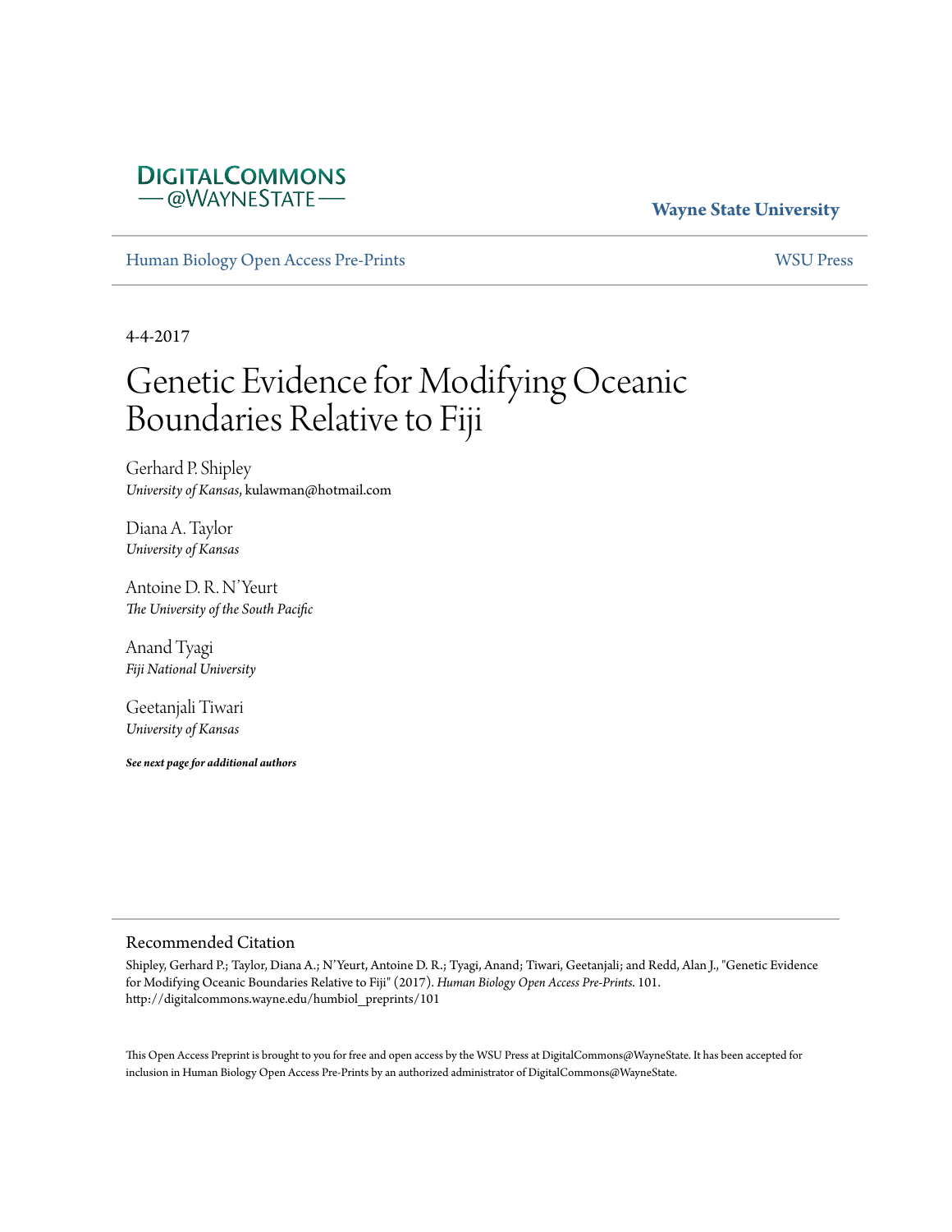Wayne State University

Human Biology Open Access Pre-Prints

WSU Press

4-4-2017

# Genetic Evidence for Modifying Oceanic Boundaries Relative to Fiji

Gerhard P. Shipley
*University of Kansas*, kulawman@hotmail.com

Diana A. Taylor
*University of Kansas*

Antoine D. R. N'Yeurt
*The University of the South Pacific*

Anand Tyagi
*Fiji National University*

Geetanjali Tiwari
*University of Kansas*

***See next page for additional authors***

## Recommended Citation

Shipley, Gerhard P.; Taylor, Diana A.; N'Yeurt, Antoine D. R.; Tyagi, Anand; Tiwari, Geetanjali; and Redd, Alan J., "Genetic Evidence for Modifying Oceanic Boundaries Relative to Fiji" (2017). *Human Biology Open Access Pre-Prints*. 101.
http://digitalcommons.wayne.edu/humbiol_preprints/101

This Open Access Preprint is brought to you for free and open access by the WSU Press at DigitalCommons@WayneState. It has been accepted for inclusion in Human Biology Open Access Pre-Prints by an authorized administrator of DigitalCommons@WayneState.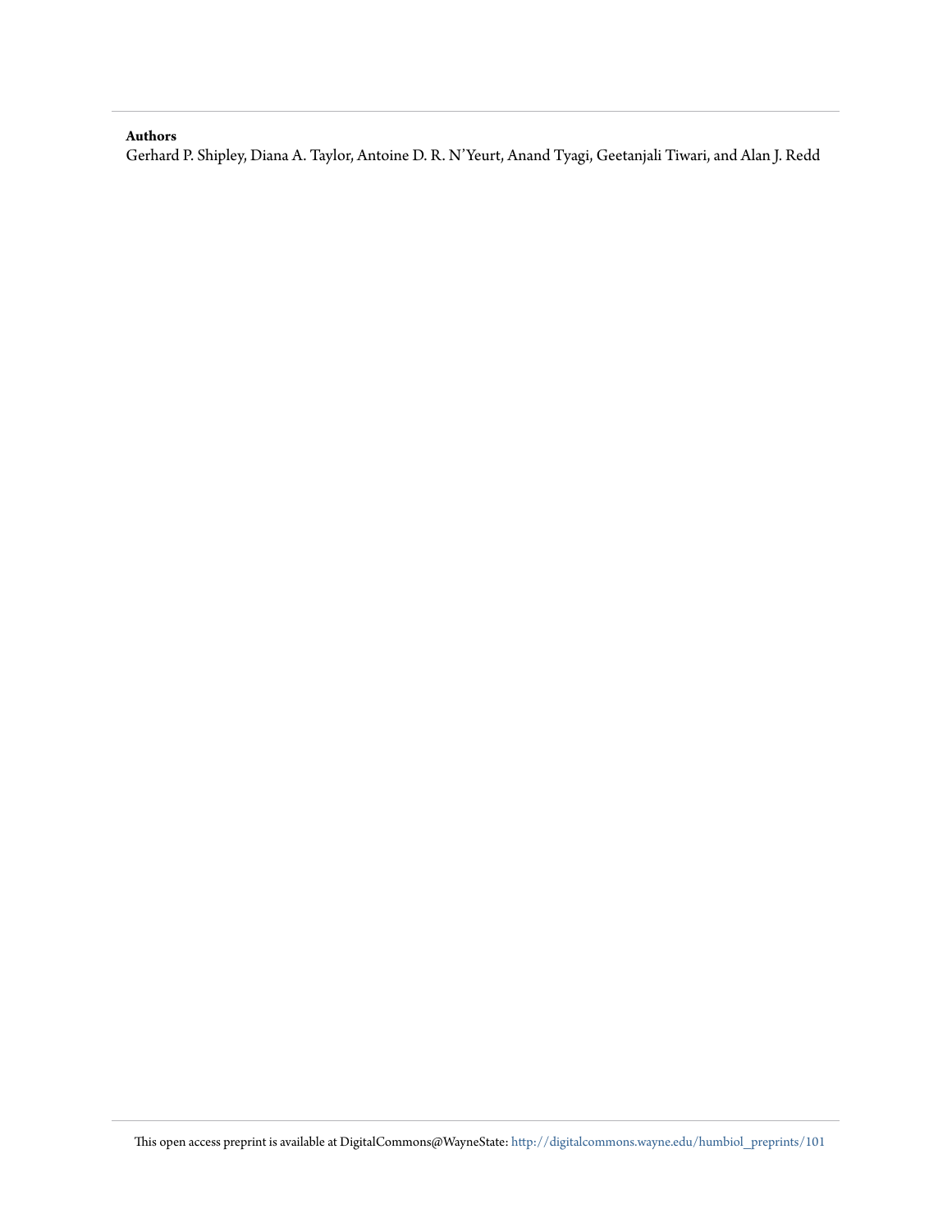**Authors**

Gerhard P. Shipley, Diana A. Taylor, Antoine D. R. N'Yeurt, Anand Tyagi, Geetanjali Tiwari, and Alan J. Redd

This open access preprint is available at DigitalCommons@WayneState: http://digitalcommons.wayne.edu/humbiol_preprints/101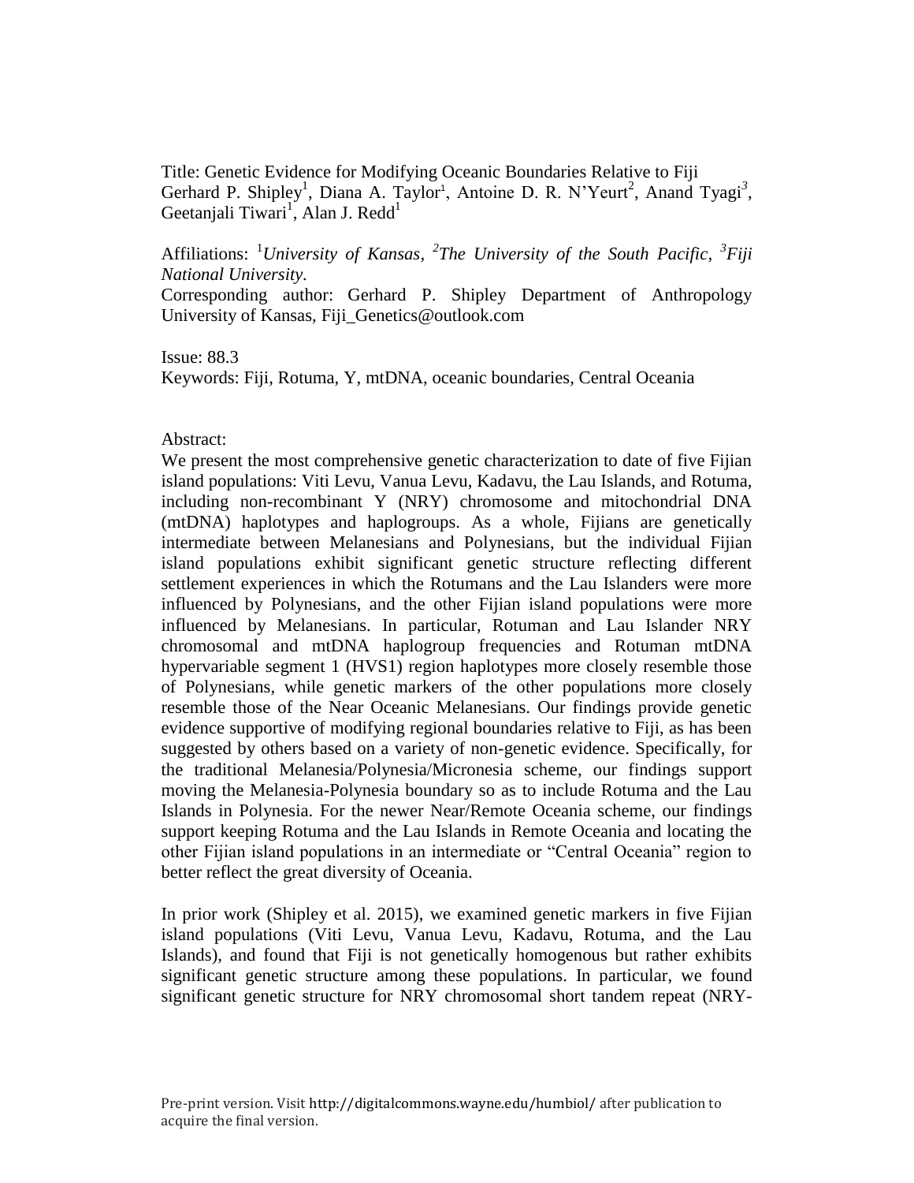Title: Genetic Evidence for Modifying Oceanic Boundaries Relative to Fiji

Gerhard P. Shipley[1], Diana A. Taylor[1], Antoine D. R. N'Yeurt[2], Anand Tyagi[3], Geetanjali Tiwari[1], Alan J. Redd[1]

Affiliations: [1]*University of Kansas*, [2]*The University of the South Pacific*, [3]*Fiji National University*.

Corresponding author: Gerhard P. Shipley Department of Anthropology University of Kansas, Fiji_Genetics@outlook.com

Issue: 88.3

Keywords: Fiji, Rotuma, Y, mtDNA, oceanic boundaries, Central Oceania

Abstract:

We present the most comprehensive genetic characterization to date of five Fijian island populations: Viti Levu, Vanua Levu, Kadavu, the Lau Islands, and Rotuma, including non-recombinant Y (NRY) chromosome and mitochondrial DNA (mtDNA) haplotypes and haplogroups. As a whole, Fijians are genetically intermediate between Melanesians and Polynesians, but the individual Fijian island populations exhibit significant genetic structure reflecting different settlement experiences in which the Rotumans and the Lau Islanders were more influenced by Polynesians, and the other Fijian island populations were more influenced by Melanesians. In particular, Rotuman and Lau Islander NRY chromosomal and mtDNA haplogroup frequencies and Rotuman mtDNA hypervariable segment 1 (HVS1) region haplotypes more closely resemble those of Polynesians, while genetic markers of the other populations more closely resemble those of the Near Oceanic Melanesians. Our findings provide genetic evidence supportive of modifying regional boundaries relative to Fiji, as has been suggested by others based on a variety of non-genetic evidence. Specifically, for the traditional Melanesia/Polynesia/Micronesia scheme, our findings support moving the Melanesia-Polynesia boundary so as to include Rotuma and the Lau Islands in Polynesia. For the newer Near/Remote Oceania scheme, our findings support keeping Rotuma and the Lau Islands in Remote Oceania and locating the other Fijian island populations in an intermediate or "Central Oceania" region to better reflect the great diversity of Oceania.

In prior work (Shipley et al. 2015), we examined genetic markers in five Fijian island populations (Viti Levu, Vanua Levu, Kadavu, Rotuma, and the Lau Islands), and found that Fiji is not genetically homogenous but rather exhibits significant genetic structure among these populations. In particular, we found significant genetic structure for NRY chromosomal short tandem repeat (NRY-

Pre-print version. Visit http://digitalcommons.wayne.edu/humbiol/ after publication to acquire the final version.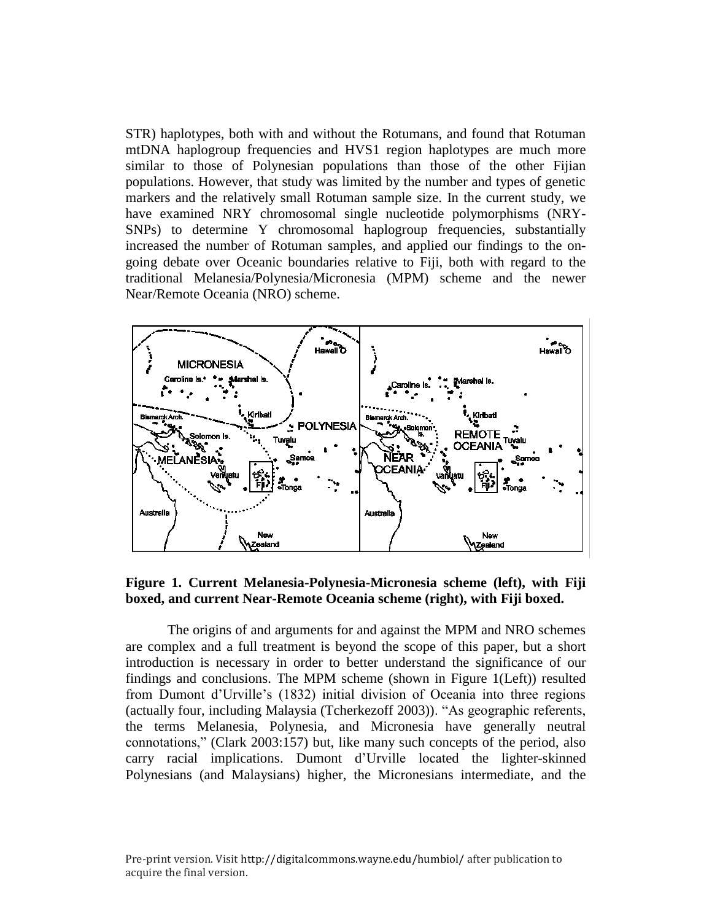STR) haplotypes, both with and without the Rotumans, and found that Rotuman mtDNA haplogroup frequencies and HVS1 region haplotypes are much more similar to those of Polynesian populations than those of the other Fijian populations. However, that study was limited by the number and types of genetic markers and the relatively small Rotuman sample size. In the current study, we have examined NRY chromosomal single nucleotide polymorphisms (NRY-SNPs) to determine Y chromosomal haplogroup frequencies, substantially increased the number of Rotuman samples, and applied our findings to the on-going debate over Oceanic boundaries relative to Fiji, both with regard to the traditional Melanesia/Polynesia/Micronesia (MPM) scheme and the newer Near/Remote Oceania (NRO) scheme.

**Figure 1. Current Melanesia-Polynesia-Micronesia scheme (left), with Fiji boxed, and current Near-Remote Oceania scheme (right), with Fiji boxed.**

The origins of and arguments for and against the MPM and NRO schemes are complex and a full treatment is beyond the scope of this paper, but a short introduction is necessary in order to better understand the significance of our findings and conclusions. The MPM scheme (shown in Figure 1(Left)) resulted from Dumont d'Urville's (1832) initial division of Oceania into three regions (actually four, including Malaysia (Tcherkezoff 2003)). "As geographic referents, the terms Melanesia, Polynesia, and Micronesia have generally neutral connotations," (Clark 2003:157) but, like many such concepts of the period, also carry racial implications. Dumont d'Urville located the lighter-skinned Polynesians (and Malaysians) higher, the Micronesians intermediate, and the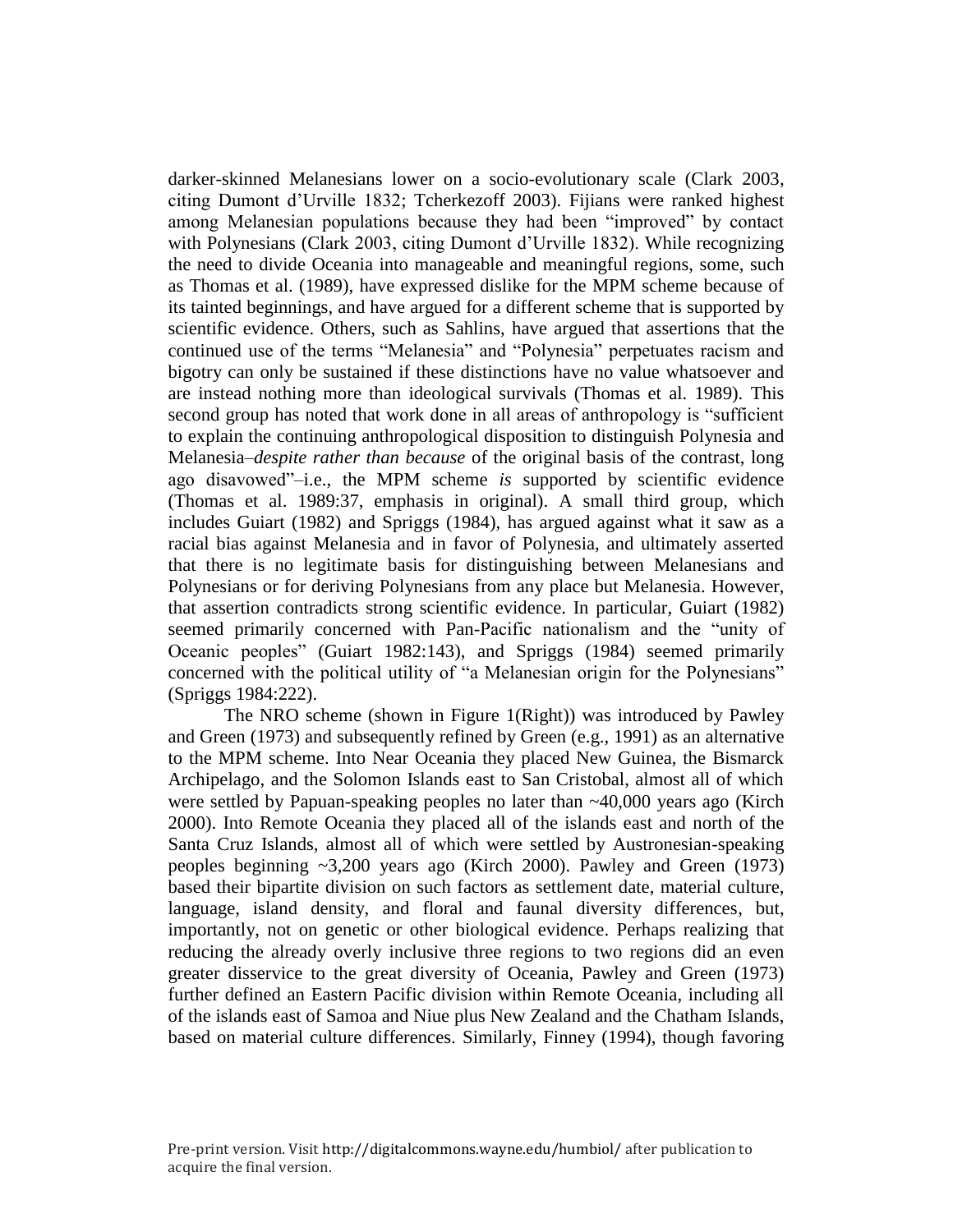darker-skinned Melanesians lower on a socio-evolutionary scale (Clark 2003, citing Dumont d'Urville 1832; Tcherkezoff 2003). Fijians were ranked highest among Melanesian populations because they had been "improved" by contact with Polynesians (Clark 2003, citing Dumont d'Urville 1832). While recognizing the need to divide Oceania into manageable and meaningful regions, some, such as Thomas et al. (1989), have expressed dislike for the MPM scheme because of its tainted beginnings, and have argued for a different scheme that is supported by scientific evidence. Others, such as Sahlins, have argued that assertions that the continued use of the terms "Melanesia" and "Polynesia" perpetuates racism and bigotry can only be sustained if these distinctions have no value whatsoever and are instead nothing more than ideological survivals (Thomas et al. 1989). This second group has noted that work done in all areas of anthropology is "sufficient to explain the continuing anthropological disposition to distinguish Polynesia and Melanesia–*despite rather than because* of the original basis of the contrast, long ago disavowed"–i.e., the MPM scheme *is* supported by scientific evidence (Thomas et al. 1989:37, emphasis in original). A small third group, which includes Guiart (1982) and Spriggs (1984), has argued against what it saw as a racial bias against Melanesia and in favor of Polynesia, and ultimately asserted that there is no legitimate basis for distinguishing between Melanesians and Polynesians or for deriving Polynesians from any place but Melanesia. However, that assertion contradicts strong scientific evidence. In particular, Guiart (1982) seemed primarily concerned with Pan-Pacific nationalism and the "unity of Oceanic peoples" (Guiart 1982:143), and Spriggs (1984) seemed primarily concerned with the political utility of "a Melanesian origin for the Polynesians" (Spriggs 1984:222).

The NRO scheme (shown in Figure 1(Right)) was introduced by Pawley and Green (1973) and subsequently refined by Green (e.g., 1991) as an alternative to the MPM scheme. Into Near Oceania they placed New Guinea, the Bismarck Archipelago, and the Solomon Islands east to San Cristobal, almost all of which were settled by Papuan-speaking peoples no later than ~40,000 years ago (Kirch 2000). Into Remote Oceania they placed all of the islands east and north of the Santa Cruz Islands, almost all of which were settled by Austronesian-speaking peoples beginning ~3,200 years ago (Kirch 2000). Pawley and Green (1973) based their bipartite division on such factors as settlement date, material culture, language, island density, and floral and faunal diversity differences, but, importantly, not on genetic or other biological evidence. Perhaps realizing that reducing the already overly inclusive three regions to two regions did an even greater disservice to the great diversity of Oceania, Pawley and Green (1973) further defined an Eastern Pacific division within Remote Oceania, including all of the islands east of Samoa and Niue plus New Zealand and the Chatham Islands, based on material culture differences. Similarly, Finney (1994), though favoring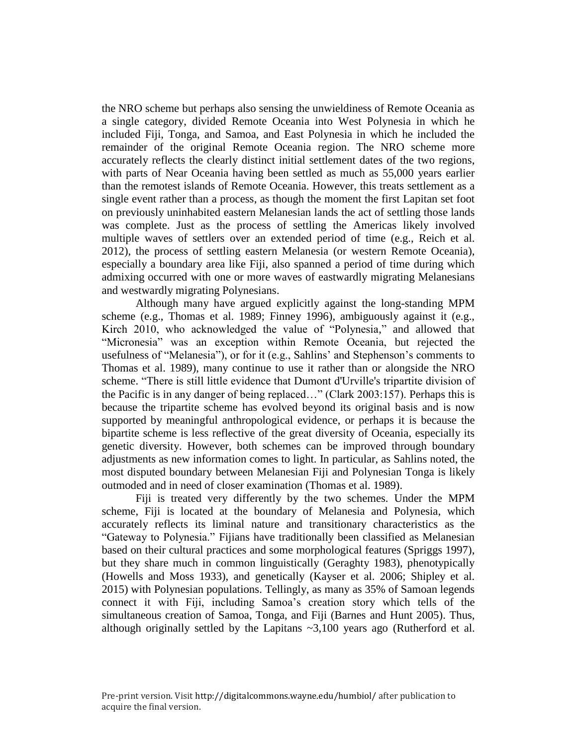the NRO scheme but perhaps also sensing the unwieldiness of Remote Oceania as a single category, divided Remote Oceania into West Polynesia in which he included Fiji, Tonga, and Samoa, and East Polynesia in which he included the remainder of the original Remote Oceania region. The NRO scheme more accurately reflects the clearly distinct initial settlement dates of the two regions, with parts of Near Oceania having been settled as much as 55,000 years earlier than the remotest islands of Remote Oceania. However, this treats settlement as a single event rather than a process, as though the moment the first Lapitan set foot on previously uninhabited eastern Melanesian lands the act of settling those lands was complete. Just as the process of settling the Americas likely involved multiple waves of settlers over an extended period of time (e.g., Reich et al. 2012), the process of settling eastern Melanesia (or western Remote Oceania), especially a boundary area like Fiji, also spanned a period of time during which admixing occurred with one or more waves of eastwardly migrating Melanesians and westwardly migrating Polynesians.

Although many have argued explicitly against the long-standing MPM scheme (e.g., Thomas et al. 1989; Finney 1996), ambiguously against it (e.g., Kirch 2010, who acknowledged the value of "Polynesia," and allowed that "Micronesia" was an exception within Remote Oceania, but rejected the usefulness of "Melanesia"), or for it (e.g., Sahlins' and Stephenson's comments to Thomas et al. 1989), many continue to use it rather than or alongside the NRO scheme. "There is still little evidence that Dumont d'Urville's tripartite division of the Pacific is in any danger of being replaced…" (Clark 2003:157). Perhaps this is because the tripartite scheme has evolved beyond its original basis and is now supported by meaningful anthropological evidence, or perhaps it is because the bipartite scheme is less reflective of the great diversity of Oceania, especially its genetic diversity. However, both schemes can be improved through boundary adjustments as new information comes to light. In particular, as Sahlins noted, the most disputed boundary between Melanesian Fiji and Polynesian Tonga is likely outmoded and in need of closer examination (Thomas et al. 1989).

Fiji is treated very differently by the two schemes. Under the MPM scheme, Fiji is located at the boundary of Melanesia and Polynesia, which accurately reflects its liminal nature and transitionary characteristics as the "Gateway to Polynesia." Fijians have traditionally been classified as Melanesian based on their cultural practices and some morphological features (Spriggs 1997), but they share much in common linguistically (Geraghty 1983), phenotypically (Howells and Moss 1933), and genetically (Kayser et al. 2006; Shipley et al. 2015) with Polynesian populations. Tellingly, as many as 35% of Samoan legends connect it with Fiji, including Samoa's creation story which tells of the simultaneous creation of Samoa, Tonga, and Fiji (Barnes and Hunt 2005). Thus, although originally settled by the Lapitans ~3,100 years ago (Rutherford et al.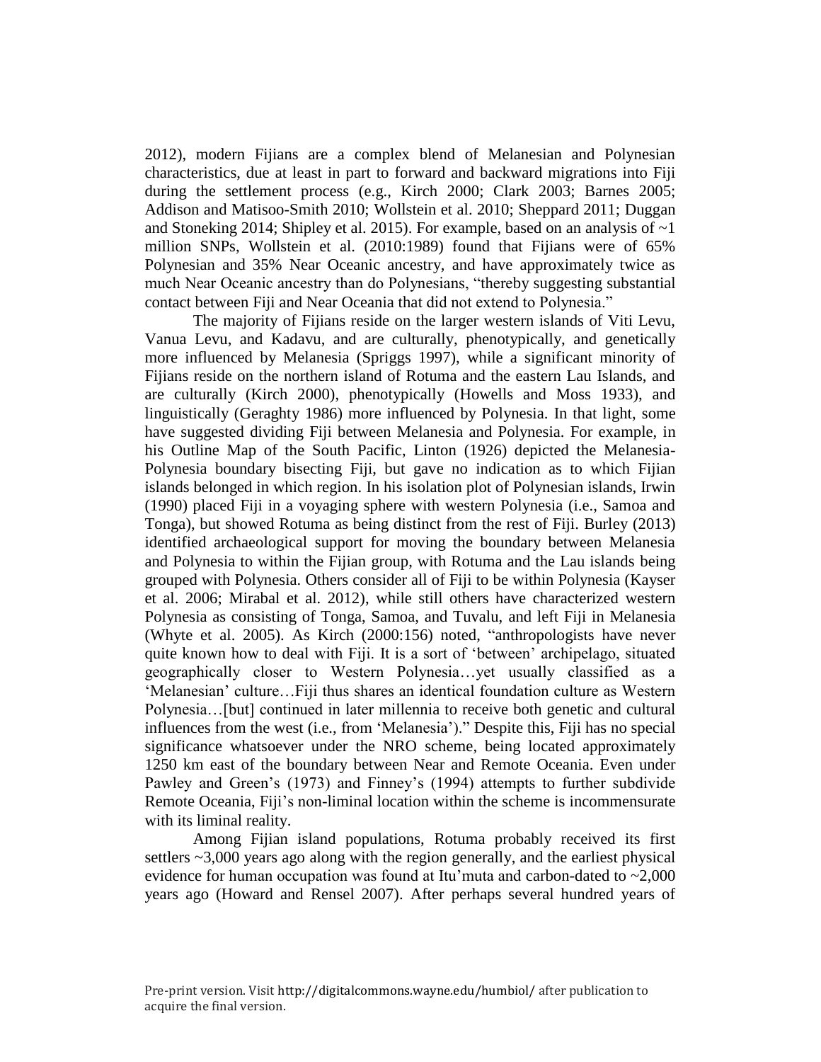2012), modern Fijians are a complex blend of Melanesian and Polynesian characteristics, due at least in part to forward and backward migrations into Fiji during the settlement process (e.g., Kirch 2000; Clark 2003; Barnes 2005; Addison and Matisoo-Smith 2010; Wollstein et al. 2010; Sheppard 2011; Duggan and Stoneking 2014; Shipley et al. 2015). For example, based on an analysis of ~1 million SNPs, Wollstein et al. (2010:1989) found that Fijians were of 65% Polynesian and 35% Near Oceanic ancestry, and have approximately twice as much Near Oceanic ancestry than do Polynesians, "thereby suggesting substantial contact between Fiji and Near Oceania that did not extend to Polynesia."

The majority of Fijians reside on the larger western islands of Viti Levu, Vanua Levu, and Kadavu, and are culturally, phenotypically, and genetically more influenced by Melanesia (Spriggs 1997), while a significant minority of Fijians reside on the northern island of Rotuma and the eastern Lau Islands, and are culturally (Kirch 2000), phenotypically (Howells and Moss 1933), and linguistically (Geraghty 1986) more influenced by Polynesia. In that light, some have suggested dividing Fiji between Melanesia and Polynesia. For example, in his Outline Map of the South Pacific, Linton (1926) depicted the Melanesia-Polynesia boundary bisecting Fiji, but gave no indication as to which Fijian islands belonged in which region. In his isolation plot of Polynesian islands, Irwin (1990) placed Fiji in a voyaging sphere with western Polynesia (i.e., Samoa and Tonga), but showed Rotuma as being distinct from the rest of Fiji. Burley (2013) identified archaeological support for moving the boundary between Melanesia and Polynesia to within the Fijian group, with Rotuma and the Lau islands being grouped with Polynesia. Others consider all of Fiji to be within Polynesia (Kayser et al. 2006; Mirabal et al. 2012), while still others have characterized western Polynesia as consisting of Tonga, Samoa, and Tuvalu, and left Fiji in Melanesia (Whyte et al. 2005). As Kirch (2000:156) noted, "anthropologists have never quite known how to deal with Fiji. It is a sort of 'between' archipelago, situated geographically closer to Western Polynesia…yet usually classified as a 'Melanesian' culture…Fiji thus shares an identical foundation culture as Western Polynesia…[but] continued in later millennia to receive both genetic and cultural influences from the west (i.e., from 'Melanesia')." Despite this, Fiji has no special significance whatsoever under the NRO scheme, being located approximately 1250 km east of the boundary between Near and Remote Oceania. Even under Pawley and Green's (1973) and Finney's (1994) attempts to further subdivide Remote Oceania, Fiji's non-liminal location within the scheme is incommensurate with its liminal reality.

Among Fijian island populations, Rotuma probably received its first settlers ~3,000 years ago along with the region generally, and the earliest physical evidence for human occupation was found at Itu'muta and carbon-dated to ~2,000 years ago (Howard and Rensel 2007). After perhaps several hundred years of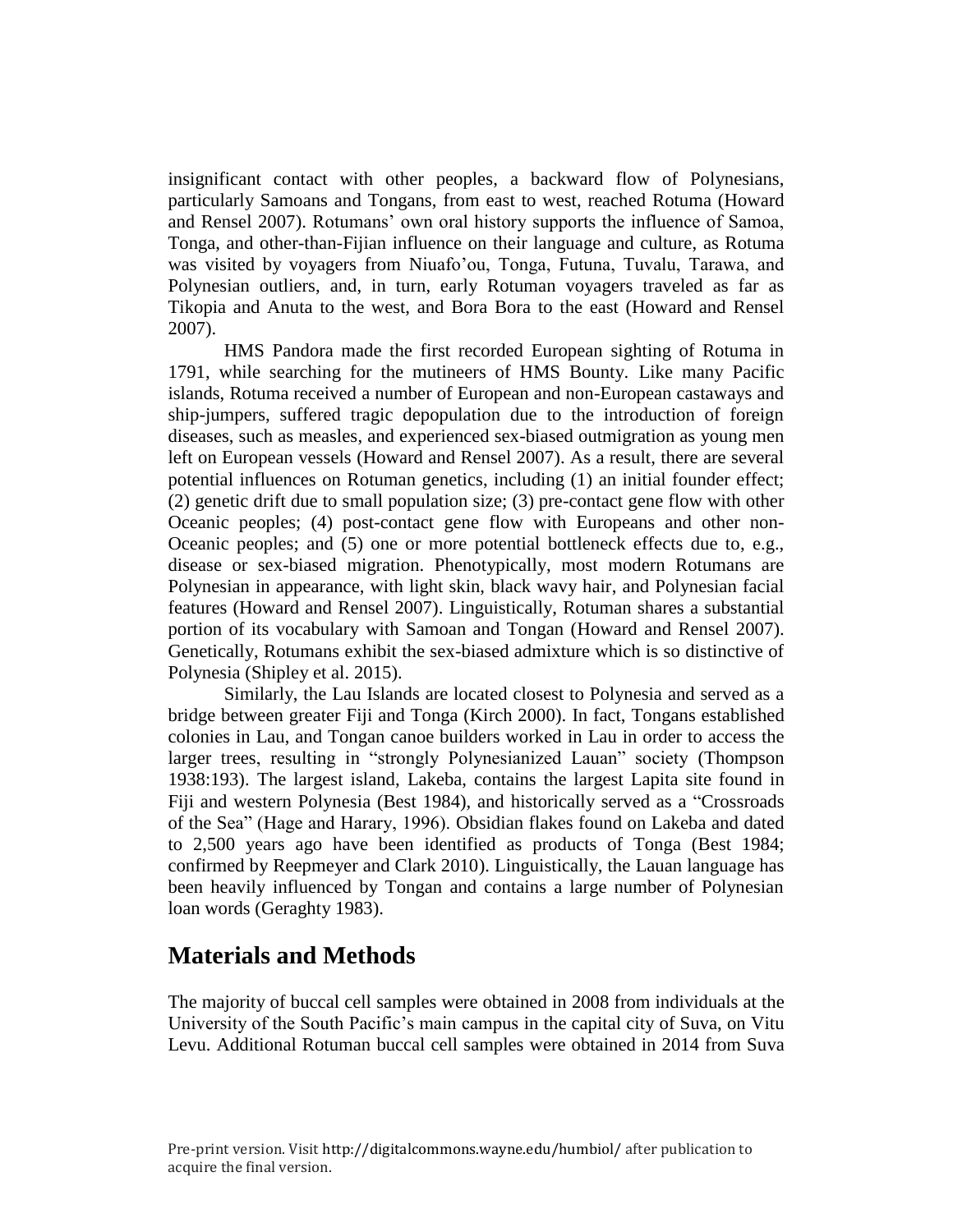insignificant contact with other peoples, a backward flow of Polynesians, particularly Samoans and Tongans, from east to west, reached Rotuma (Howard and Rensel 2007). Rotumans' own oral history supports the influence of Samoa, Tonga, and other-than-Fijian influence on their language and culture, as Rotuma was visited by voyagers from Niuafo'ou, Tonga, Futuna, Tuvalu, Tarawa, and Polynesian outliers, and, in turn, early Rotuman voyagers traveled as far as Tikopia and Anuta to the west, and Bora Bora to the east (Howard and Rensel 2007).

HMS Pandora made the first recorded European sighting of Rotuma in 1791, while searching for the mutineers of HMS Bounty. Like many Pacific islands, Rotuma received a number of European and non-European castaways and ship-jumpers, suffered tragic depopulation due to the introduction of foreign diseases, such as measles, and experienced sex-biased outmigration as young men left on European vessels (Howard and Rensel 2007). As a result, there are several potential influences on Rotuman genetics, including (1) an initial founder effect; (2) genetic drift due to small population size; (3) pre-contact gene flow with other Oceanic peoples; (4) post-contact gene flow with Europeans and other non-Oceanic peoples; and (5) one or more potential bottleneck effects due to, e.g., disease or sex-biased migration. Phenotypically, most modern Rotumans are Polynesian in appearance, with light skin, black wavy hair, and Polynesian facial features (Howard and Rensel 2007). Linguistically, Rotuman shares a substantial portion of its vocabulary with Samoan and Tongan (Howard and Rensel 2007). Genetically, Rotumans exhibit the sex-biased admixture which is so distinctive of Polynesia (Shipley et al. 2015).

Similarly, the Lau Islands are located closest to Polynesia and served as a bridge between greater Fiji and Tonga (Kirch 2000). In fact, Tongans established colonies in Lau, and Tongan canoe builders worked in Lau in order to access the larger trees, resulting in "strongly Polynesianized Lauan" society (Thompson 1938:193). The largest island, Lakeba, contains the largest Lapita site found in Fiji and western Polynesia (Best 1984), and historically served as a "Crossroads of the Sea" (Hage and Harary, 1996). Obsidian flakes found on Lakeba and dated to 2,500 years ago have been identified as products of Tonga (Best 1984; confirmed by Reepmeyer and Clark 2010). Linguistically, the Lauan language has been heavily influenced by Tongan and contains a large number of Polynesian loan words (Geraghty 1983).

## Materials and Methods

The majority of buccal cell samples were obtained in 2008 from individuals at the University of the South Pacific's main campus in the capital city of Suva, on Vitu Levu. Additional Rotuman buccal cell samples were obtained in 2014 from Suva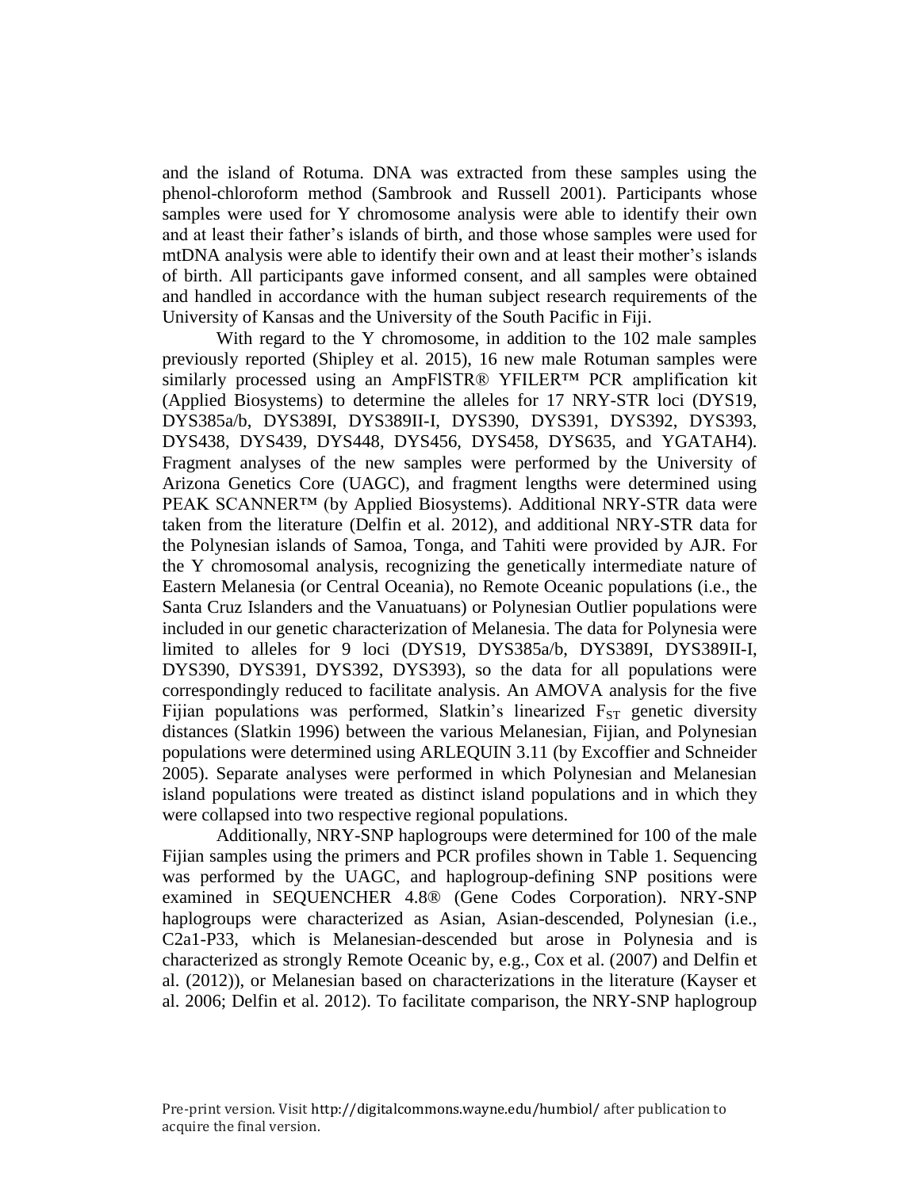and the island of Rotuma. DNA was extracted from these samples using the phenol-chloroform method (Sambrook and Russell 2001). Participants whose samples were used for Y chromosome analysis were able to identify their own and at least their father's islands of birth, and those whose samples were used for mtDNA analysis were able to identify their own and at least their mother's islands of birth. All participants gave informed consent, and all samples were obtained and handled in accordance with the human subject research requirements of the University of Kansas and the University of the South Pacific in Fiji.

With regard to the Y chromosome, in addition to the 102 male samples previously reported (Shipley et al. 2015), 16 new male Rotuman samples were similarly processed using an AmpFlSTR® YFILER™ PCR amplification kit (Applied Biosystems) to determine the alleles for 17 NRY-STR loci (DYS19, DYS385a/b, DYS389I, DYS389II-I, DYS390, DYS391, DYS392, DYS393, DYS438, DYS439, DYS448, DYS456, DYS458, DYS635, and YGATAH4). Fragment analyses of the new samples were performed by the University of Arizona Genetics Core (UAGC), and fragment lengths were determined using PEAK SCANNER™ (by Applied Biosystems). Additional NRY-STR data were taken from the literature (Delfin et al. 2012), and additional NRY-STR data for the Polynesian islands of Samoa, Tonga, and Tahiti were provided by AJR. For the Y chromosomal analysis, recognizing the genetically intermediate nature of Eastern Melanesia (or Central Oceania), no Remote Oceanic populations (i.e., the Santa Cruz Islanders and the Vanuatuans) or Polynesian Outlier populations were included in our genetic characterization of Melanesia. The data for Polynesia were limited to alleles for 9 loci (DYS19, DYS385a/b, DYS389I, DYS389II-I, DYS390, DYS391, DYS392, DYS393), so the data for all populations were correspondingly reduced to facilitate analysis. An AMOVA analysis for the five Fijian populations was performed, Slatkin's linearized $F_{ST}$ genetic diversity distances (Slatkin 1996) between the various Melanesian, Fijian, and Polynesian populations were determined using ARLEQUIN 3.11 (by Excoffier and Schneider 2005). Separate analyses were performed in which Polynesian and Melanesian island populations were treated as distinct island populations and in which they were collapsed into two respective regional populations.

Additionally, NRY-SNP haplogroups were determined for 100 of the male Fijian samples using the primers and PCR profiles shown in Table 1. Sequencing was performed by the UAGC, and haplogroup-defining SNP positions were examined in SEQUENCHER 4.8® (Gene Codes Corporation). NRY-SNP haplogroups were characterized as Asian, Asian-descended, Polynesian (i.e., C2a1-P33, which is Melanesian-descended but arose in Polynesia and is characterized as strongly Remote Oceanic by, e.g., Cox et al. (2007) and Delfin et al. (2012)), or Melanesian based on characterizations in the literature (Kayser et al. 2006; Delfin et al. 2012). To facilitate comparison, the NRY-SNP haplogroup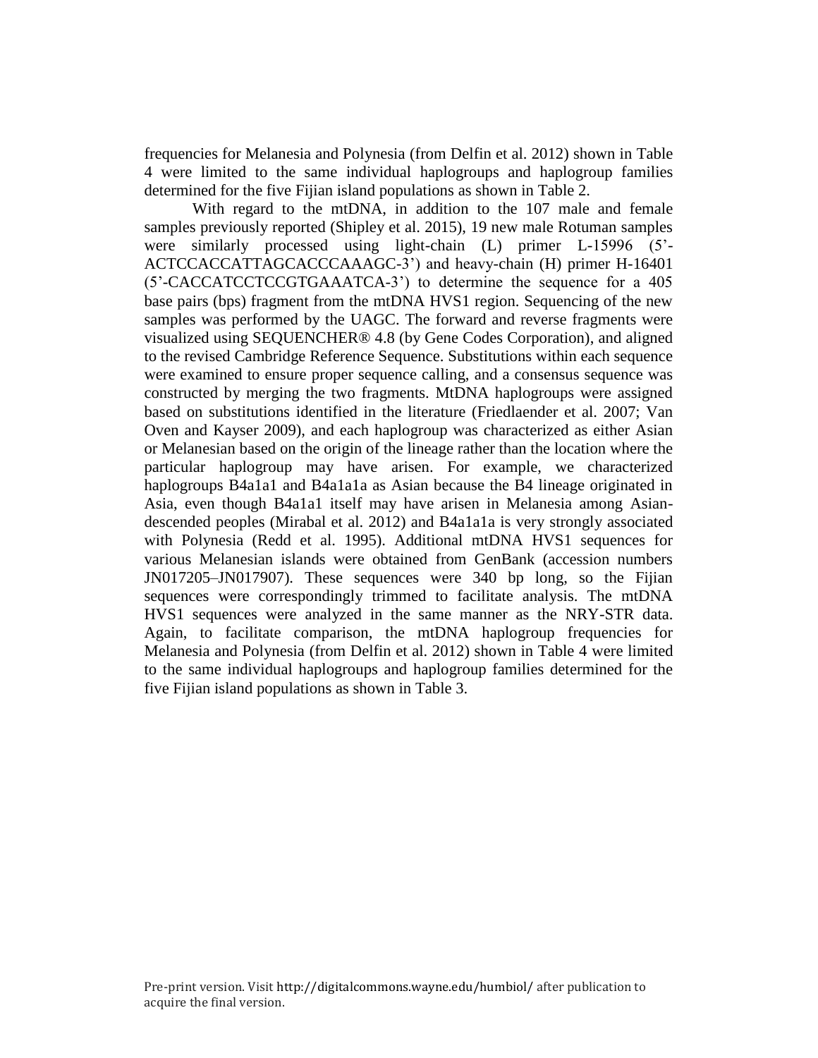frequencies for Melanesia and Polynesia (from Delfin et al. 2012) shown in Table 4 were limited to the same individual haplogroups and haplogroup families determined for the five Fijian island populations as shown in Table 2.

With regard to the mtDNA, in addition to the 107 male and female samples previously reported (Shipley et al. 2015), 19 new male Rotuman samples were similarly processed using light-chain (L) primer L-15996 (5'-ACTCCACCATTAGCACCCAAAGC-3') and heavy-chain (H) primer H-16401 (5'-CACCATCCTCCGTGAAATCA-3') to determine the sequence for a 405 base pairs (bps) fragment from the mtDNA HVS1 region. Sequencing of the new samples was performed by the UAGC. The forward and reverse fragments were visualized using SEQUENCHER® 4.8 (by Gene Codes Corporation), and aligned to the revised Cambridge Reference Sequence. Substitutions within each sequence were examined to ensure proper sequence calling, and a consensus sequence was constructed by merging the two fragments. MtDNA haplogroups were assigned based on substitutions identified in the literature (Friedlaender et al. 2007; Van Oven and Kayser 2009), and each haplogroup was characterized as either Asian or Melanesian based on the origin of the lineage rather than the location where the particular haplogroup may have arisen. For example, we characterized haplogroups B4a1a1 and B4a1a1a as Asian because the B4 lineage originated in Asia, even though B4a1a1 itself may have arisen in Melanesia among Asian-descended peoples (Mirabal et al. 2012) and B4a1a1a is very strongly associated with Polynesia (Redd et al. 1995). Additional mtDNA HVS1 sequences for various Melanesian islands were obtained from GenBank (accession numbers JN017205–JN017907). These sequences were 340 bp long, so the Fijian sequences were correspondingly trimmed to facilitate analysis. The mtDNA HVS1 sequences were analyzed in the same manner as the NRY-STR data. Again, to facilitate comparison, the mtDNA haplogroup frequencies for Melanesia and Polynesia (from Delfin et al. 2012) shown in Table 4 were limited to the same individual haplogroups and haplogroup families determined for the five Fijian island populations as shown in Table 3.

Pre-print version. Visit http://digitalcommons.wayne.edu/humbiol/ after publication to acquire the final version.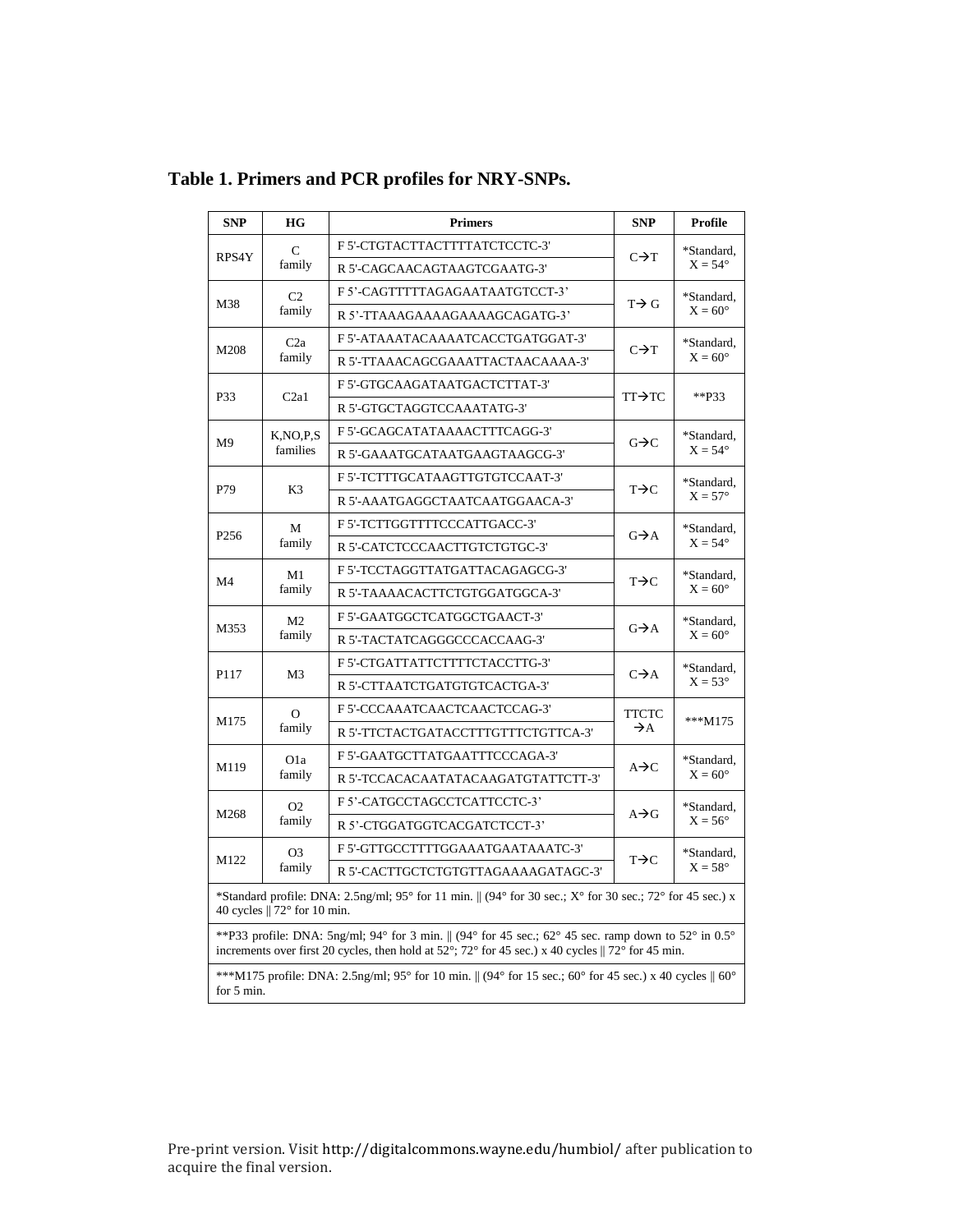**Table 1. Primers and PCR profiles for NRY-SNPs.**

| SNP | HG | Primers | SNP | Profile |
|---|---|---|---|---|
| RPS4Y | C family | F 5'-CTGTACTTACTTTTATCTCCTC-3' | C→T | *Standard, X = 54° |
| | | R 5'-CAGCAACAGTAAGTCGAATG-3' | | |
| M38 | C2 family | F 5'-CAGTTTTTAGAGAATAATGTCCT-3' | T→ G | *Standard, X = 60° |
| | | R 5'-TTAAAGAAAAGAAAAGCAGATG-3' | | |
| M208 | C2a family | F 5'-ATAAATACAAAATCACCTGATGGAT-3' | C→T | *Standard, X = 60° |
| | | R 5'-TTAAACAGCGAAATTACTAACAAAA-3' | | |
| P33 | C2a1 | F 5'-GTGCAAGATAATGACTCTTAT-3' | TT→TC | **P33 |
| | | R 5'-GTGCTAGGTCCAAATATG-3' | | |
| M9 | K,NO,P,S families | F 5'-GCAGCATATAAAACTTTCAGG-3' | G→C | *Standard, X = 54° |
| | | R 5'-GAAATGCATAATGAAGTAAGCG-3' | | |
| P79 | K3 | F 5'-TCTTTGCATAAGTTGTGTCCAAT-3' | T→C | *Standard, X = 57° |
| | | R 5'-AAATGAGGCTAATCAATGGAACA-3' | | |
| P256 | M family | F 5'-TCTTGGTTTTCCCATTGACC-3' | G→A | *Standard, X = 54° |
| | | R 5'-CATCTCCCAACTTGTCTGTGC-3' | | |
| M4 | M1 family | F 5'-TCCTAGGTTATGATTACAGAGCG-3' | T→C | *Standard, X = 60° |
| | | R 5'-TAAAACACTTCTGTGGATGGCA-3' | | |
| M353 | M2 family | F 5'-GAATGGCTCATGGCTGAACT-3' | G→A | *Standard, X = 60° |
| | | R 5'-TACTATCAGGGCCCACCAAG-3' | | |
| P117 | M3 | F 5'-CTGATTATTCTTTTCTACCTTG-3' | C→A | *Standard, X = 53° |
| | | R 5'-CTTAATCTGATGTGTCACTGA-3' | | |
| M175 | O family | F 5'-CCCAAATCAACTCAACTCCAG-3' | TTCTC →A | ***M175 |
| | | R 5'-TTCTACTGATACCTTTGTTTCTGTTCA-3' | | |
| M119 | O1a family | F 5'-GAATGCTTATGAATTTCCCAGA-3' | A→C | *Standard, X = 60° |
| | | R 5'-TCCACACAATATACAAGATGTATTCTT-3' | | |
| M268 | O2 family | F 5'-CATGCCTAGCCTCATTCCTC-3' | A→G | *Standard, X = 56° |
| | | R 5'-CTGGATGGTCACGATCTCCT-3' | | |
| M122 | O3 family | F 5'-GTTGCCTTTTGGAAATGAATAAATC-3' | T→C | *Standard, X = 58° |
| | | R 5'-CACTTGCTCTGTGTTAGAAAAGATAGC-3' | | |

*Standard profile: DNA: 2.5ng/ml; 95° for 11 min. || (94° for 30 sec.; X° for 30 sec.; 72° for 45 sec.) x 40 cycles || 72° for 10 min.

**P33 profile: DNA: 5ng/ml; 94° for 3 min. || (94° for 45 sec.; 62° 45 sec. ramp down to 52° in 0.5° increments over first 20 cycles, then hold at 52°; 72° for 45 sec.) x 40 cycles || 72° for 45 min.

***M175 profile: DNA: 2.5ng/ml; 95° for 10 min. || (94° for 15 sec.; 60° for 45 sec.) x 40 cycles || 60° for 5 min.

Pre-print version. Visit http://digitalcommons.wayne.edu/humbiol/ after publication to acquire the final version.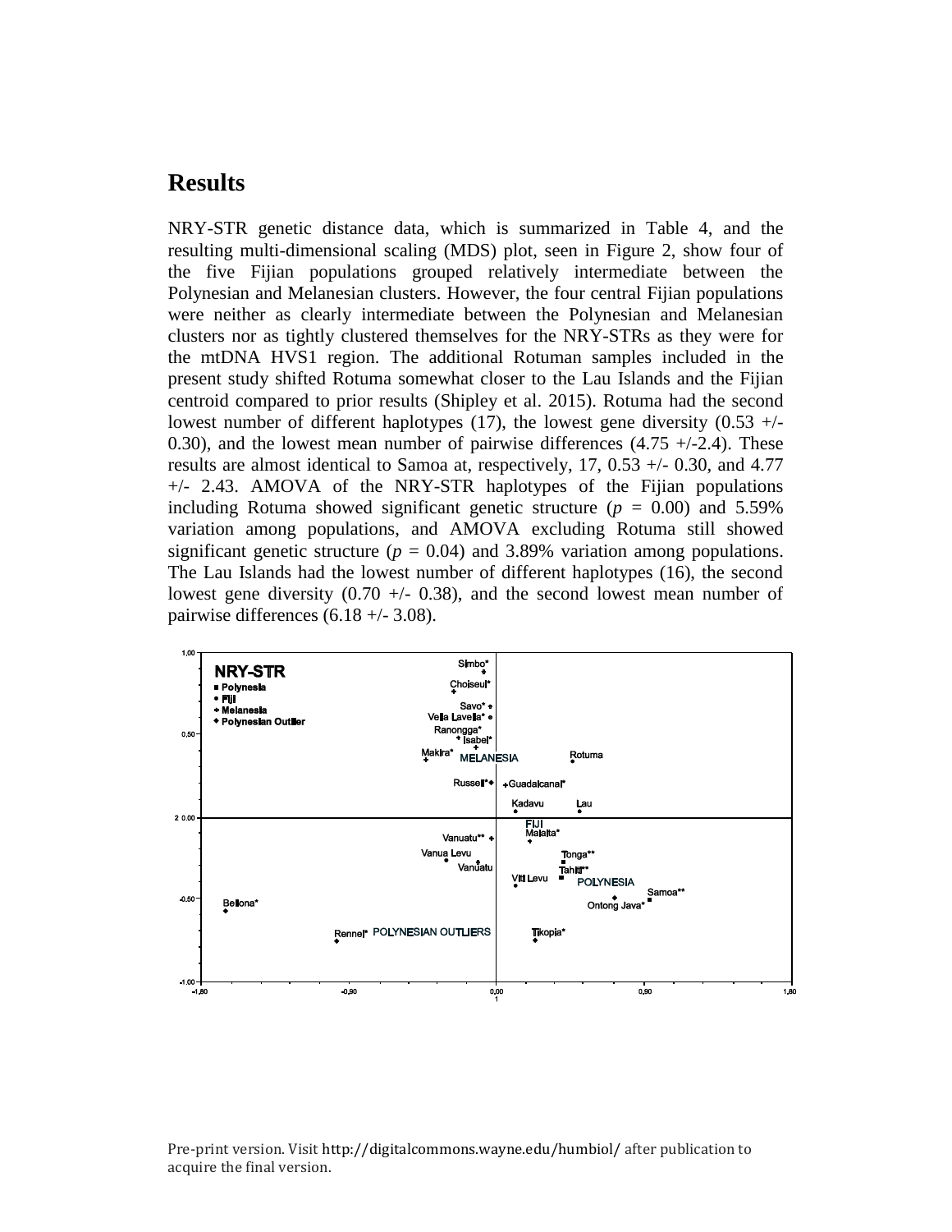## Results

NRY-STR genetic distance data, which is summarized in Table 4, and the resulting multi-dimensional scaling (MDS) plot, seen in Figure 2, show four of the five Fijian populations grouped relatively intermediate between the Polynesian and Melanesian clusters. However, the four central Fijian populations were neither as clearly intermediate between the Polynesian and Melanesian clusters nor as tightly clustered themselves for the NRY-STRs as they were for the mtDNA HVS1 region. The additional Rotuman samples included in the present study shifted Rotuma somewhat closer to the Lau Islands and the Fijian centroid compared to prior results (Shipley et al. 2015). Rotuma had the second lowest number of different haplotypes (17), the lowest gene diversity (0.53 +/- 0.30), and the lowest mean number of pairwise differences (4.75 +/-2.4). These results are almost identical to Samoa at, respectively, 17, 0.53 +/- 0.30, and 4.77 +/- 2.43. AMOVA of the NRY-STR haplotypes of the Fijian populations including Rotuma showed significant genetic structure ($p$ = 0.00) and 5.59% variation among populations, and AMOVA excluding Rotuma still showed significant genetic structure ($p$ = 0.04) and 3.89% variation among populations. The Lau Islands had the lowest number of different haplotypes (16), the second lowest gene diversity (0.70 +/- 0.38), and the second lowest mean number of pairwise differences (6.18 +/- 3.08).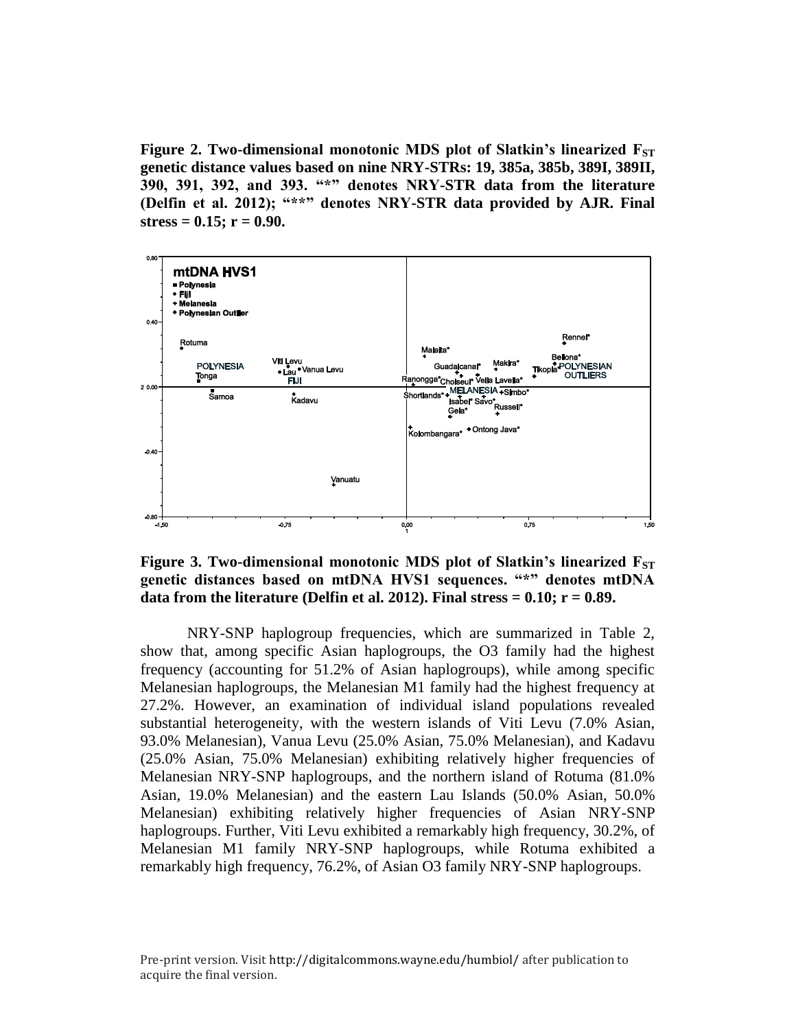**Figure 2. Two-dimensional monotonic MDS plot of Slatkin's linearized $F_{ST}$ genetic distance values based on nine NRY-STRs: 19, 385a, 385b, 389I, 389II, 390, 391, 392, and 393. "*" denotes NRY-STR data from the literature (Delfin et al. 2012); "**" denotes NRY-STR data provided by AJR. Final stress = 0.15; r = 0.90.**

**Figure 3. Two-dimensional monotonic MDS plot of Slatkin's linearized $F_{ST}$ genetic distances based on mtDNA HVS1 sequences. "*" denotes mtDNA data from the literature (Delfin et al. 2012). Final stress = 0.10; r = 0.89.**

NRY-SNP haplogroup frequencies, which are summarized in Table 2, show that, among specific Asian haplogroups, the O3 family had the highest frequency (accounting for 51.2% of Asian haplogroups), while among specific Melanesian haplogroups, the Melanesian M1 family had the highest frequency at 27.2%. However, an examination of individual island populations revealed substantial heterogeneity, with the western islands of Viti Levu (7.0% Asian, 93.0% Melanesian), Vanua Levu (25.0% Asian, 75.0% Melanesian), and Kadavu (25.0% Asian, 75.0% Melanesian) exhibiting relatively higher frequencies of Melanesian NRY-SNP haplogroups, and the northern island of Rotuma (81.0% Asian, 19.0% Melanesian) and the eastern Lau Islands (50.0% Asian, 50.0% Melanesian) exhibiting relatively higher frequencies of Asian NRY-SNP haplogroups. Further, Viti Levu exhibited a remarkably high frequency, 30.2%, of Melanesian M1 family NRY-SNP haplogroups, while Rotuma exhibited a remarkably high frequency, 76.2%, of Asian O3 family NRY-SNP haplogroups.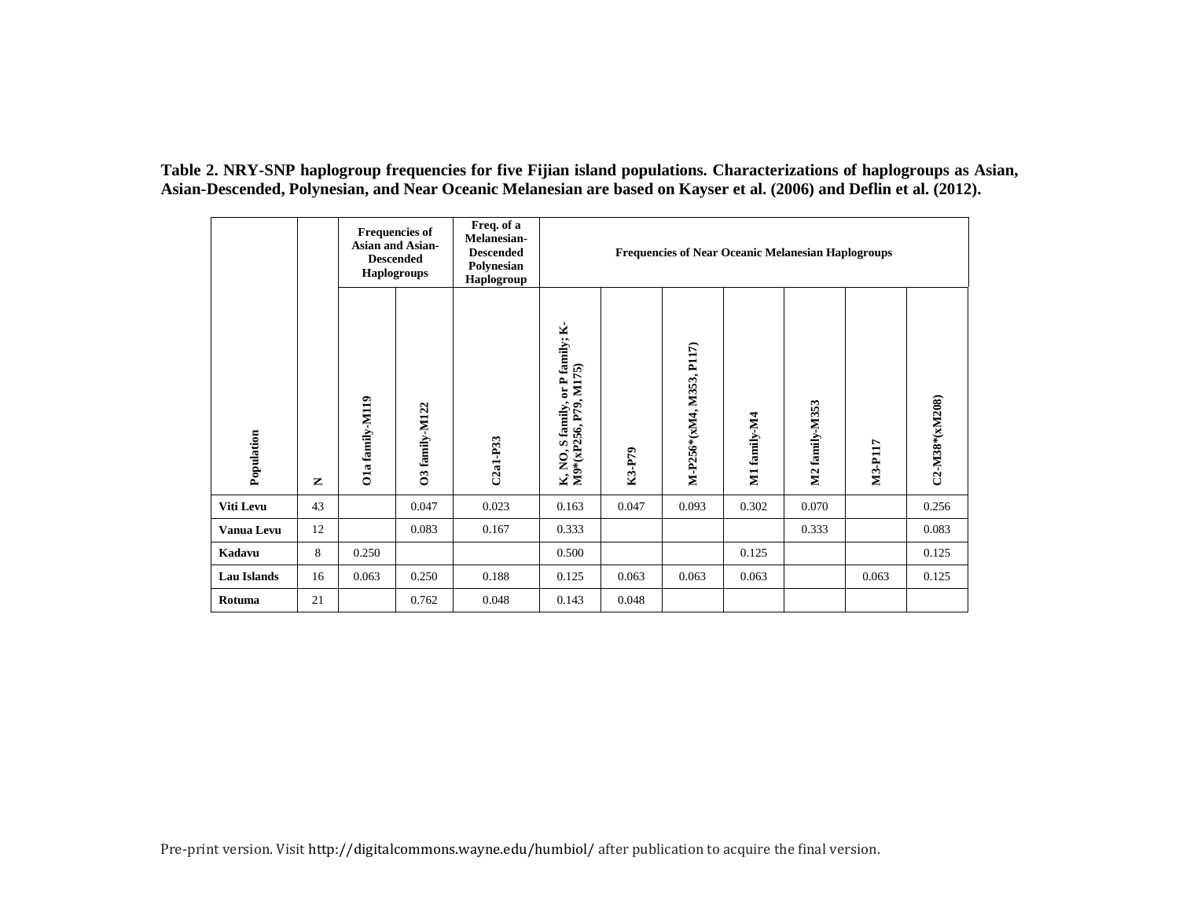**Table 2. NRY-SNP haplogroup frequencies for five Fijian island populations. Characterizations of haplogroups as Asian, Asian-Descended, Polynesian, and Near Oceanic Melanesian are based on Kayser et al. (2006) and Deflin et al. (2012).**

| | | Frequencies of Asian and Asian-Descended Haplogroups | | Freq. of a Melanesian-Descended Polynesian Haplogroup | Frequencies of Near Oceanic Melanesian Haplogroups | | | | | | |
|---|---|---|---|---|---|---|---|---|---|---|---|
| **Population** | **N** | **O1a family-M119** | **O3 family-M122** | **C2a1-P33** | **K, NO, S family, or P family; K-M9*(xP256, P79, M175)** | **K3-P79** | **M-P256*(xM4, M353, P117)** | **M1 family-M4** | **M2 family-M353** | **M3-P117** | **C2-M38*(xM208)** |
| **Viti Levu** | 43 | | 0.047 | 0.023 | 0.163 | 0.047 | 0.093 | 0.302 | 0.070 | | 0.256 |
| **Vanua Levu** | 12 | | 0.083 | 0.167 | 0.333 | | | | 0.333 | | 0.083 |
| **Kadavu** | 8 | 0.250 | | | 0.500 | | | 0.125 | | | 0.125 |
| **Lau Islands** | 16 | 0.063 | 0.250 | 0.188 | 0.125 | 0.063 | 0.063 | 0.063 | | 0.063 | 0.125 |
| **Rotuma** | 21 | | 0.762 | 0.048 | 0.143 | 0.048 | | | | | |

Pre-print version. Visit http://digitalcommons.wayne.edu/humbiol/ after publication to acquire the final version.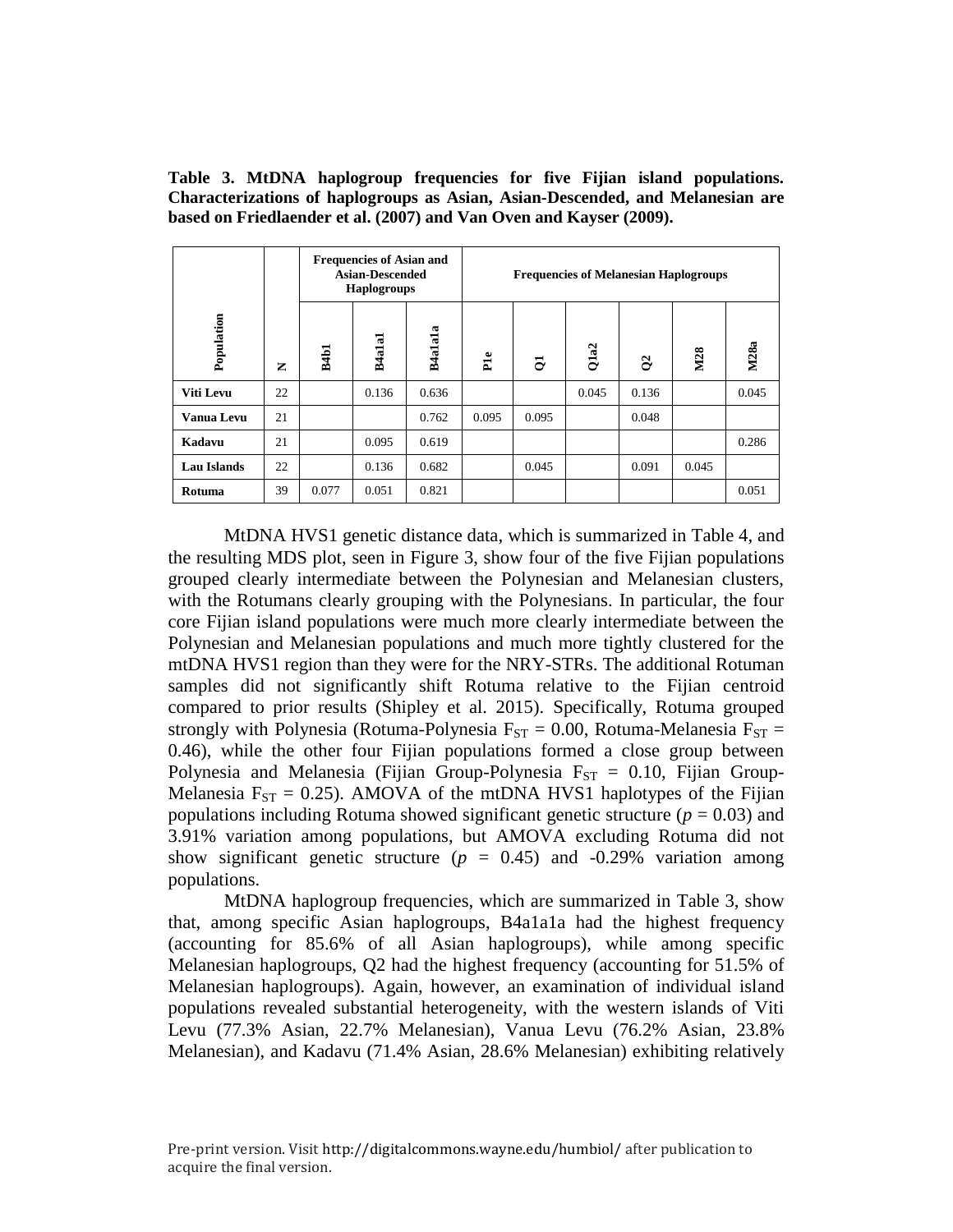**Table 3. MtDNA haplogroup frequencies for five Fijian island populations. Characterizations of haplogroups as Asian, Asian-Descended, and Melanesian are based on Friedlaender et al. (2007) and Van Oven and Kayser (2009).**

| | | Frequencies of Asian and Asian-Descended Haplogroups | | | Frequencies of Melanesian Haplogroups | | | | | |
|---|---|---|---|---|---|---|---|---|---|---|
| Population | N | B4b1 | B4a1a1 | B4a1a1a | P1e | Q1 | Q1a2 | Q2 | M28 | M28a |
| Viti Levu | 22 | | 0.136 | 0.636 | | | 0.045 | 0.136 | | 0.045 |
| Vanua Levu | 21 | | | 0.762 | 0.095 | 0.095 | | 0.048 | | |
| Kadavu | 21 | | 0.095 | 0.619 | | | | | | 0.286 |
| Lau Islands | 22 | | 0.136 | 0.682 | | 0.045 | | 0.091 | 0.045 | |
| Rotuma | 39 | 0.077 | 0.051 | 0.821 | | | | | | 0.051 |

MtDNA HVS1 genetic distance data, which is summarized in Table 4, and the resulting MDS plot, seen in Figure 3, show four of the five Fijian populations grouped clearly intermediate between the Polynesian and Melanesian clusters, with the Rotumans clearly grouping with the Polynesians. In particular, the four core Fijian island populations were much more clearly intermediate between the Polynesian and Melanesian populations and much more tightly clustered for the mtDNA HVS1 region than they were for the NRY-STRs. The additional Rotuman samples did not significantly shift Rotuma relative to the Fijian centroid compared to prior results (Shipley et al. 2015). Specifically, Rotuma grouped strongly with Polynesia (Rotuma-Polynesia $F_{ST} = 0.00$, Rotuma-Melanesia $F_{ST} = 0.46$), while the other four Fijian populations formed a close group between Polynesia and Melanesia (Fijian Group-Polynesia $F_{ST} = 0.10$, Fijian Group-Melanesia $F_{ST} = 0.25$). AMOVA of the mtDNA HVS1 haplotypes of the Fijian populations including Rotuma showed significant genetic structure ($p = 0.03$) and 3.91% variation among populations, but AMOVA excluding Rotuma did not show significant genetic structure ($p = 0.45$) and -0.29% variation among populations.

MtDNA haplogroup frequencies, which are summarized in Table 3, show that, among specific Asian haplogroups, B4a1a1a had the highest frequency (accounting for 85.6% of all Asian haplogroups), while among specific Melanesian haplogroups, Q2 had the highest frequency (accounting for 51.5% of Melanesian haplogroups). Again, however, an examination of individual island populations revealed substantial heterogeneity, with the western islands of Viti Levu (77.3% Asian, 22.7% Melanesian), Vanua Levu (76.2% Asian, 23.8% Melanesian), and Kadavu (71.4% Asian, 28.6% Melanesian) exhibiting relatively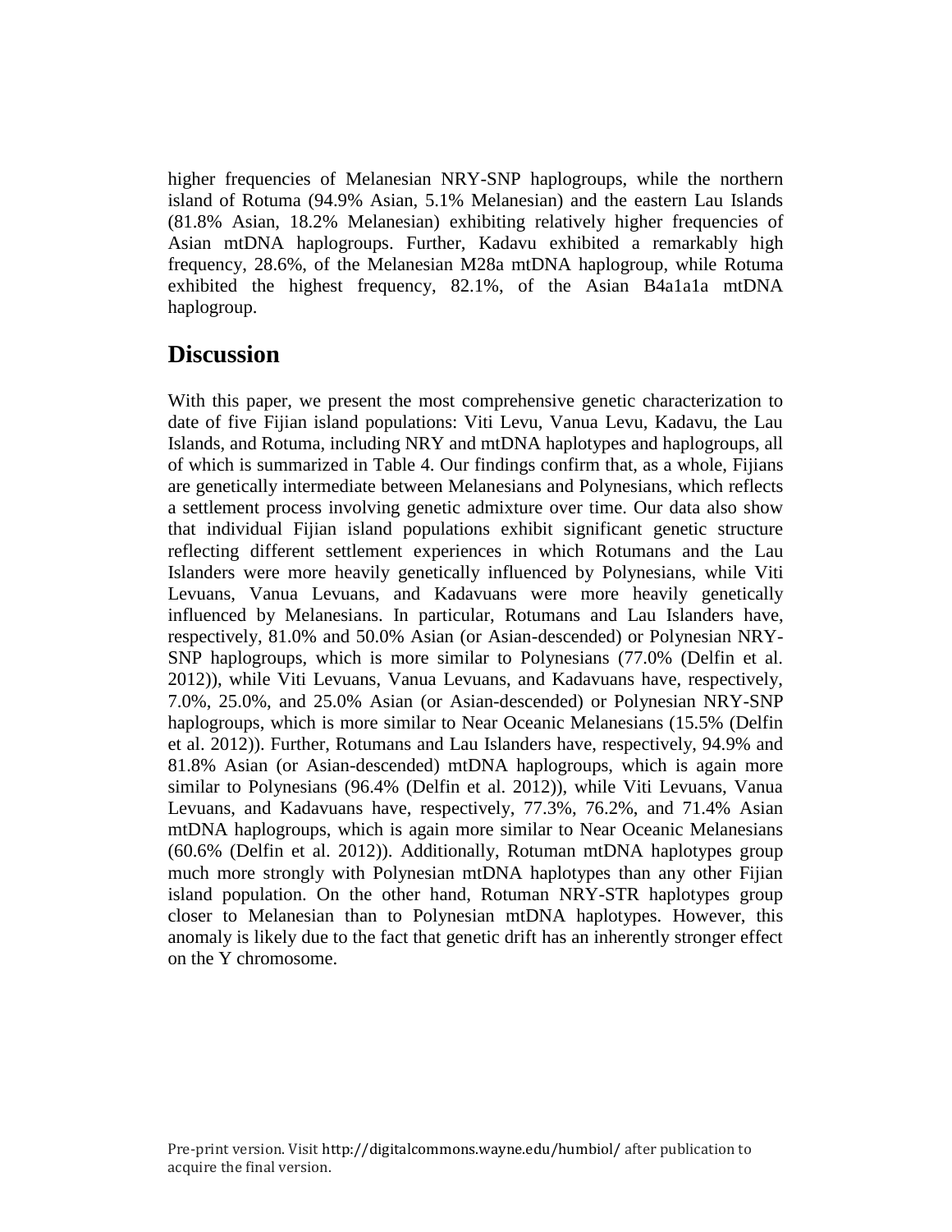higher frequencies of Melanesian NRY-SNP haplogroups, while the northern island of Rotuma (94.9% Asian, 5.1% Melanesian) and the eastern Lau Islands (81.8% Asian, 18.2% Melanesian) exhibiting relatively higher frequencies of Asian mtDNA haplogroups. Further, Kadavu exhibited a remarkably high frequency, 28.6%, of the Melanesian M28a mtDNA haplogroup, while Rotuma exhibited the highest frequency, 82.1%, of the Asian B4a1a1a mtDNA haplogroup.

## Discussion

With this paper, we present the most comprehensive genetic characterization to date of five Fijian island populations: Viti Levu, Vanua Levu, Kadavu, the Lau Islands, and Rotuma, including NRY and mtDNA haplotypes and haplogroups, all of which is summarized in Table 4. Our findings confirm that, as a whole, Fijians are genetically intermediate between Melanesians and Polynesians, which reflects a settlement process involving genetic admixture over time. Our data also show that individual Fijian island populations exhibit significant genetic structure reflecting different settlement experiences in which Rotumans and the Lau Islanders were more heavily genetically influenced by Polynesians, while Viti Levuans, Vanua Levuans, and Kadavuans were more heavily genetically influenced by Melanesians. In particular, Rotumans and Lau Islanders have, respectively, 81.0% and 50.0% Asian (or Asian-descended) or Polynesian NRY-SNP haplogroups, which is more similar to Polynesians (77.0% (Delfin et al. 2012)), while Viti Levuans, Vanua Levuans, and Kadavuans have, respectively, 7.0%, 25.0%, and 25.0% Asian (or Asian-descended) or Polynesian NRY-SNP haplogroups, which is more similar to Near Oceanic Melanesians (15.5% (Delfin et al. 2012)). Further, Rotumans and Lau Islanders have, respectively, 94.9% and 81.8% Asian (or Asian-descended) mtDNA haplogroups, which is again more similar to Polynesians (96.4% (Delfin et al. 2012)), while Viti Levuans, Vanua Levuans, and Kadavuans have, respectively, 77.3%, 76.2%, and 71.4% Asian mtDNA haplogroups, which is again more similar to Near Oceanic Melanesians (60.6% (Delfin et al. 2012)). Additionally, Rotuman mtDNA haplotypes group much more strongly with Polynesian mtDNA haplotypes than any other Fijian island population. On the other hand, Rotuman NRY-STR haplotypes group closer to Melanesian than to Polynesian mtDNA haplotypes. However, this anomaly is likely due to the fact that genetic drift has an inherently stronger effect on the Y chromosome.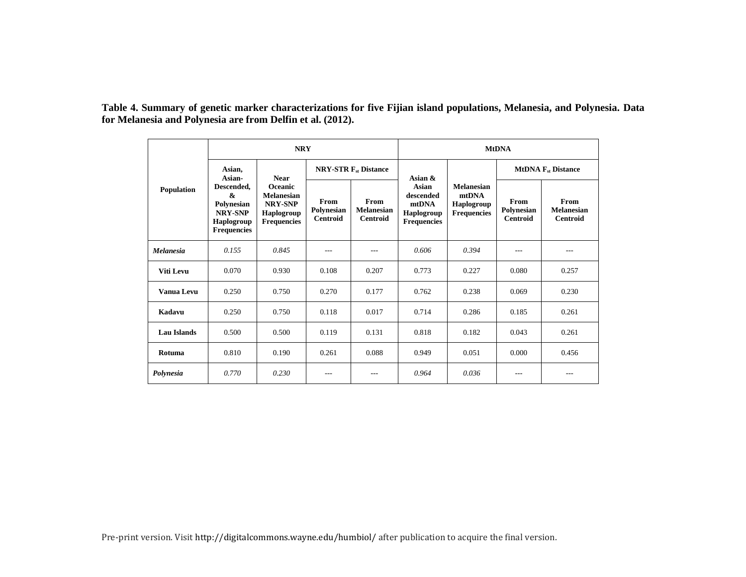**Table 4. Summary of genetic marker characterizations for five Fijian island populations, Melanesia, and Polynesia. Data for Melanesia and Polynesia are from Delfin et al. (2012).**

| Population | NRY | | | | MtDNA | | | |
|---|---|---|---|---|---|---|---|---|
| | Asian, Asian-Descended, & Polynesian NRY-SNP Haplogroup Frequencies | Near Oceanic Melanesian NRY-SNP Haplogroup Frequencies | NRY-STR $F_{st}$ Distance | | Asian & Asian descended mtDNA Haplogroup Frequencies | Melanesian mtDNA Haplogroup Frequencies | MtDNA $F_{st}$ Distance | |
| | | | From Polynesian Centroid | From Melanesian Centroid | | | From Polynesian Centroid | From Melanesian Centroid |
| *Melanesia* | *0.155* | *0.845* | --- | --- | *0.606* | *0.394* | --- | --- |
| Viti Levu | 0.070 | 0.930 | 0.108 | 0.207 | 0.773 | 0.227 | 0.080 | 0.257 |
| Vanua Levu | 0.250 | 0.750 | 0.270 | 0.177 | 0.762 | 0.238 | 0.069 | 0.230 |
| Kadavu | 0.250 | 0.750 | 0.118 | 0.017 | 0.714 | 0.286 | 0.185 | 0.261 |
| Lau Islands | 0.500 | 0.500 | 0.119 | 0.131 | 0.818 | 0.182 | 0.043 | 0.261 |
| Rotuma | 0.810 | 0.190 | 0.261 | 0.088 | 0.949 | 0.051 | 0.000 | 0.456 |
| *Polynesia* | *0.770* | *0.230* | --- | --- | *0.964* | *0.036* | --- | --- |

Pre-print version. Visit http://digitalcommons.wayne.edu/humbiol/ after publication to acquire the final version.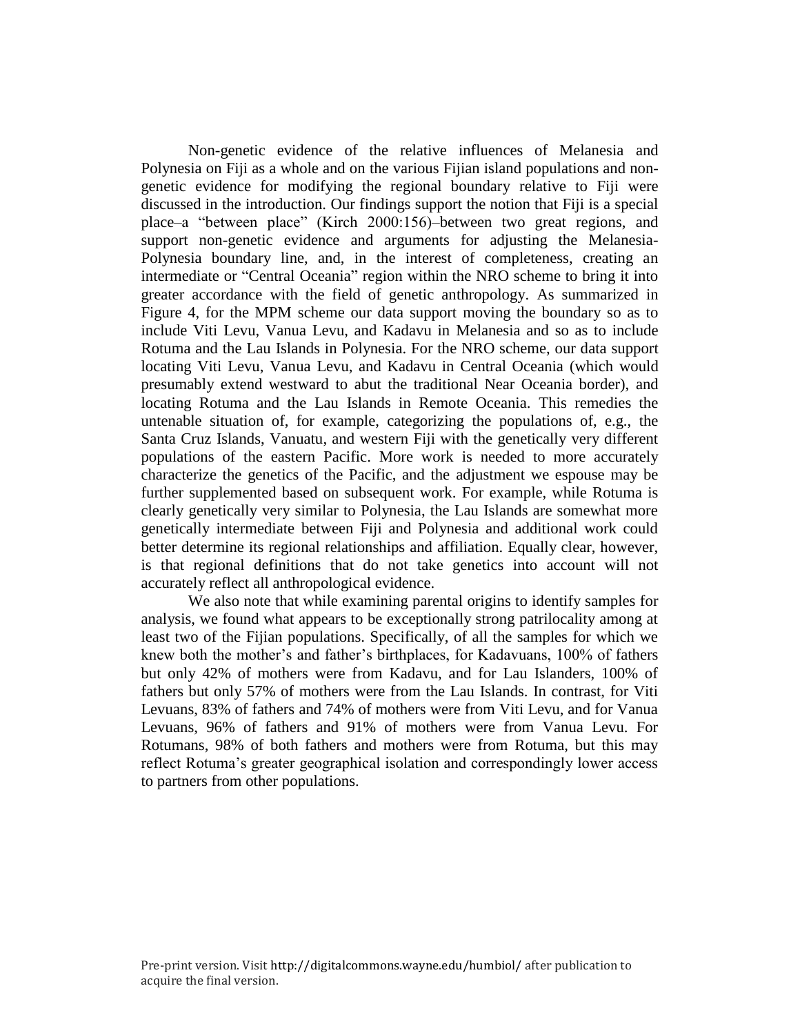Non-genetic evidence of the relative influences of Melanesia and Polynesia on Fiji as a whole and on the various Fijian island populations and non-genetic evidence for modifying the regional boundary relative to Fiji were discussed in the introduction. Our findings support the notion that Fiji is a special place–a "between place" (Kirch 2000:156)–between two great regions, and support non-genetic evidence and arguments for adjusting the Melanesia-Polynesia boundary line, and, in the interest of completeness, creating an intermediate or "Central Oceania" region within the NRO scheme to bring it into greater accordance with the field of genetic anthropology. As summarized in Figure 4, for the MPM scheme our data support moving the boundary so as to include Viti Levu, Vanua Levu, and Kadavu in Melanesia and so as to include Rotuma and the Lau Islands in Polynesia. For the NRO scheme, our data support locating Viti Levu, Vanua Levu, and Kadavu in Central Oceania (which would presumably extend westward to abut the traditional Near Oceania border), and locating Rotuma and the Lau Islands in Remote Oceania. This remedies the untenable situation of, for example, categorizing the populations of, e.g., the Santa Cruz Islands, Vanuatu, and western Fiji with the genetically very different populations of the eastern Pacific. More work is needed to more accurately characterize the genetics of the Pacific, and the adjustment we espouse may be further supplemented based on subsequent work. For example, while Rotuma is clearly genetically very similar to Polynesia, the Lau Islands are somewhat more genetically intermediate between Fiji and Polynesia and additional work could better determine its regional relationships and affiliation. Equally clear, however, is that regional definitions that do not take genetics into account will not accurately reflect all anthropological evidence.

We also note that while examining parental origins to identify samples for analysis, we found what appears to be exceptionally strong patrilocality among at least two of the Fijian populations. Specifically, of all the samples for which we knew both the mother's and father's birthplaces, for Kadavuans, 100% of fathers but only 42% of mothers were from Kadavu, and for Lau Islanders, 100% of fathers but only 57% of mothers were from the Lau Islands. In contrast, for Viti Levuans, 83% of fathers and 74% of mothers were from Viti Levu, and for Vanua Levuans, 96% of fathers and 91% of mothers were from Vanua Levu. For Rotumans, 98% of both fathers and mothers were from Rotuma, but this may reflect Rotuma's greater geographical isolation and correspondingly lower access to partners from other populations.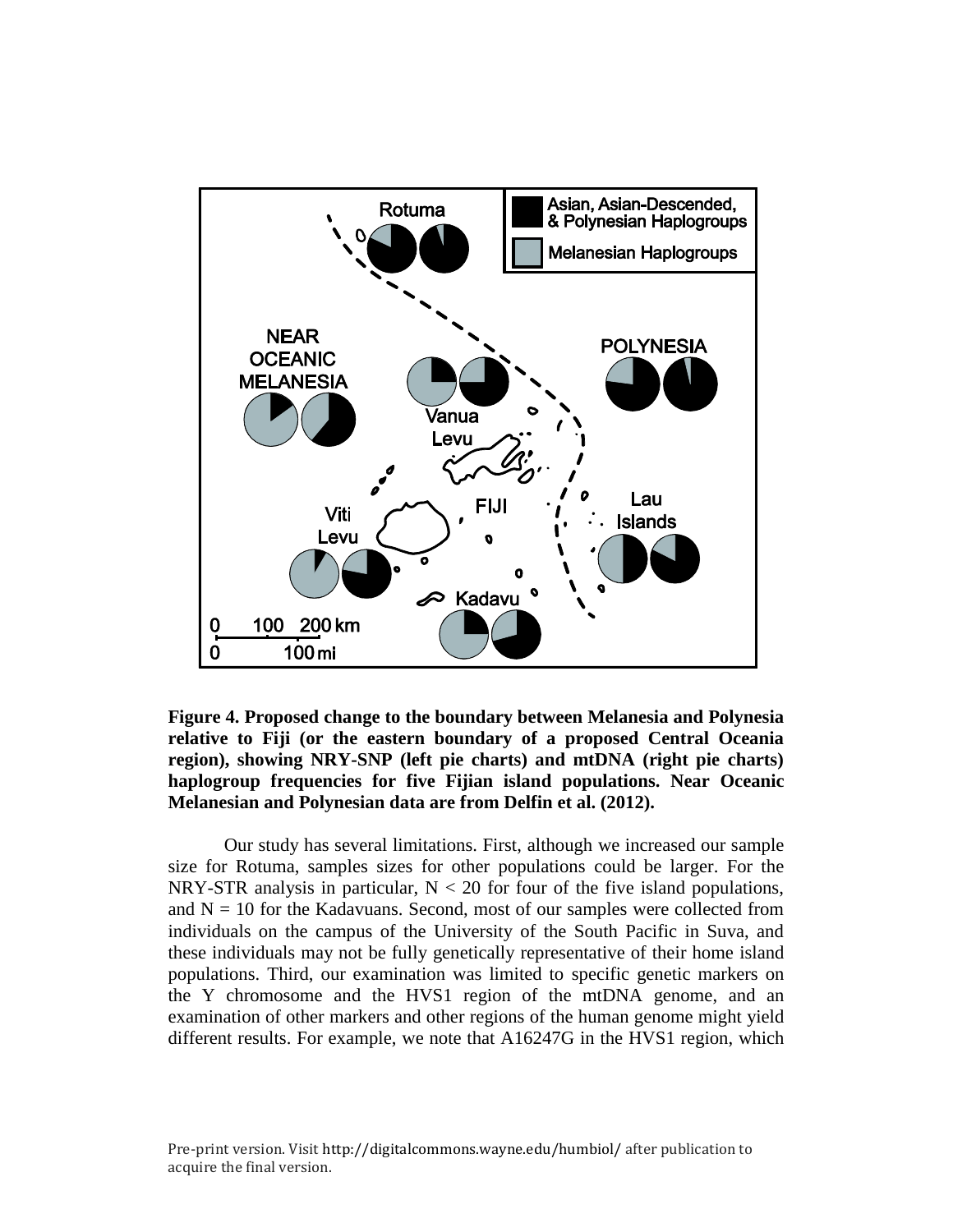**Figure 4. Proposed change to the boundary between Melanesia and Polynesia relative to Fiji (or the eastern boundary of a proposed Central Oceania region), showing NRY-SNP (left pie charts) and mtDNA (right pie charts) haplogroup frequencies for five Fijian island populations. Near Oceanic Melanesian and Polynesian data are from Delfin et al. (2012).**

Our study has several limitations. First, although we increased our sample size for Rotuma, samples sizes for other populations could be larger. For the NRY-STR analysis in particular, $N < 20$ for four of the five island populations, and $N = 10$ for the Kadavuans. Second, most of our samples were collected from individuals on the campus of the University of the South Pacific in Suva, and these individuals may not be fully genetically representative of their home island populations. Third, our examination was limited to specific genetic markers on the Y chromosome and the HVS1 region of the mtDNA genome, and an examination of other markers and other regions of the human genome might yield different results. For example, we note that A16247G in the HVS1 region, which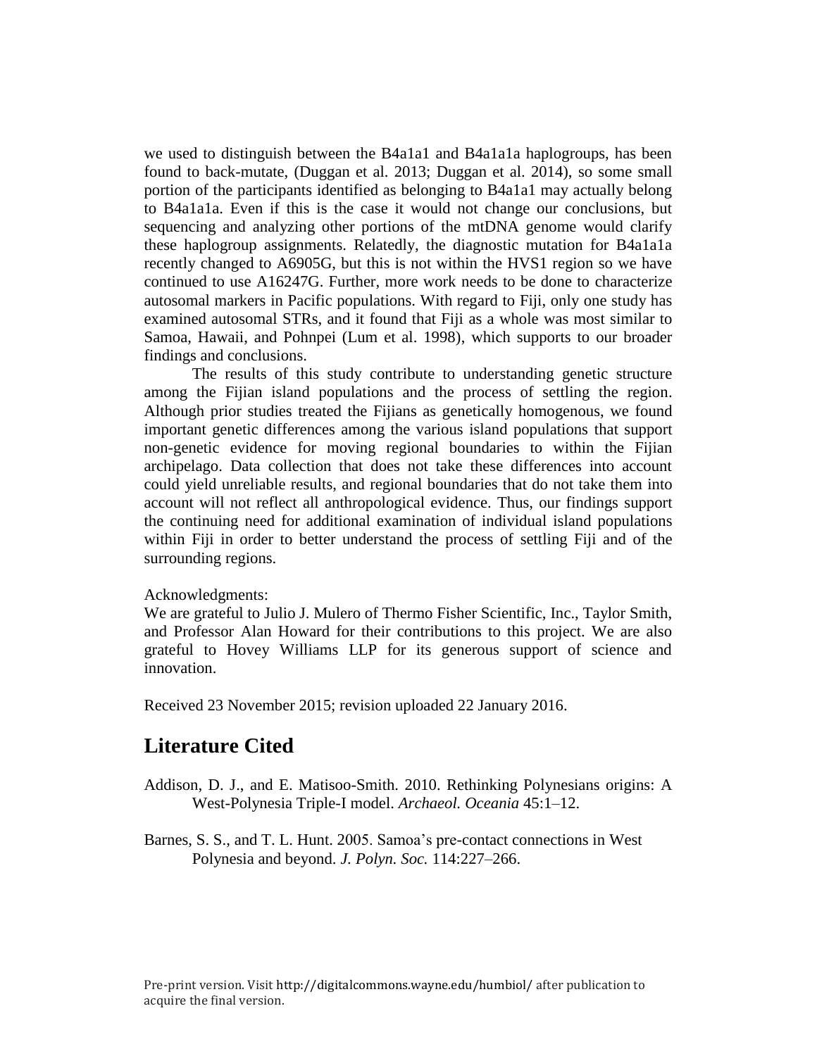we used to distinguish between the B4a1a1 and B4a1a1a haplogroups, has been found to back-mutate, (Duggan et al. 2013; Duggan et al. 2014), so some small portion of the participants identified as belonging to B4a1a1 may actually belong to B4a1a1a. Even if this is the case it would not change our conclusions, but sequencing and analyzing other portions of the mtDNA genome would clarify these haplogroup assignments. Relatedly, the diagnostic mutation for B4a1a1a recently changed to A6905G, but this is not within the HVS1 region so we have continued to use A16247G. Further, more work needs to be done to characterize autosomal markers in Pacific populations. With regard to Fiji, only one study has examined autosomal STRs, and it found that Fiji as a whole was most similar to Samoa, Hawaii, and Pohnpei (Lum et al. 1998), which supports to our broader findings and conclusions.

The results of this study contribute to understanding genetic structure among the Fijian island populations and the process of settling the region. Although prior studies treated the Fijians as genetically homogenous, we found important genetic differences among the various island populations that support non-genetic evidence for moving regional boundaries to within the Fijian archipelago. Data collection that does not take these differences into account could yield unreliable results, and regional boundaries that do not take them into account will not reflect all anthropological evidence. Thus, our findings support the continuing need for additional examination of individual island populations within Fiji in order to better understand the process of settling Fiji and of the surrounding regions.

Acknowledgments:
We are grateful to Julio J. Mulero of Thermo Fisher Scientific, Inc., Taylor Smith, and Professor Alan Howard for their contributions to this project. We are also grateful to Hovey Williams LLP for its generous support of science and innovation.

Received 23 November 2015; revision uploaded 22 January 2016.

## Literature Cited

Addison, D. J., and E. Matisoo-Smith. 2010. Rethinking Polynesians origins: A West-Polynesia Triple-I model. *Archaeol. Oceania* 45:1–12.

Barnes, S. S., and T. L. Hunt. 2005. Samoa's pre-contact connections in West Polynesia and beyond. *J. Polyn. Soc.* 114:227–266.

Pre-print version. Visit http://digitalcommons.wayne.edu/humbiol/ after publication to acquire the final version.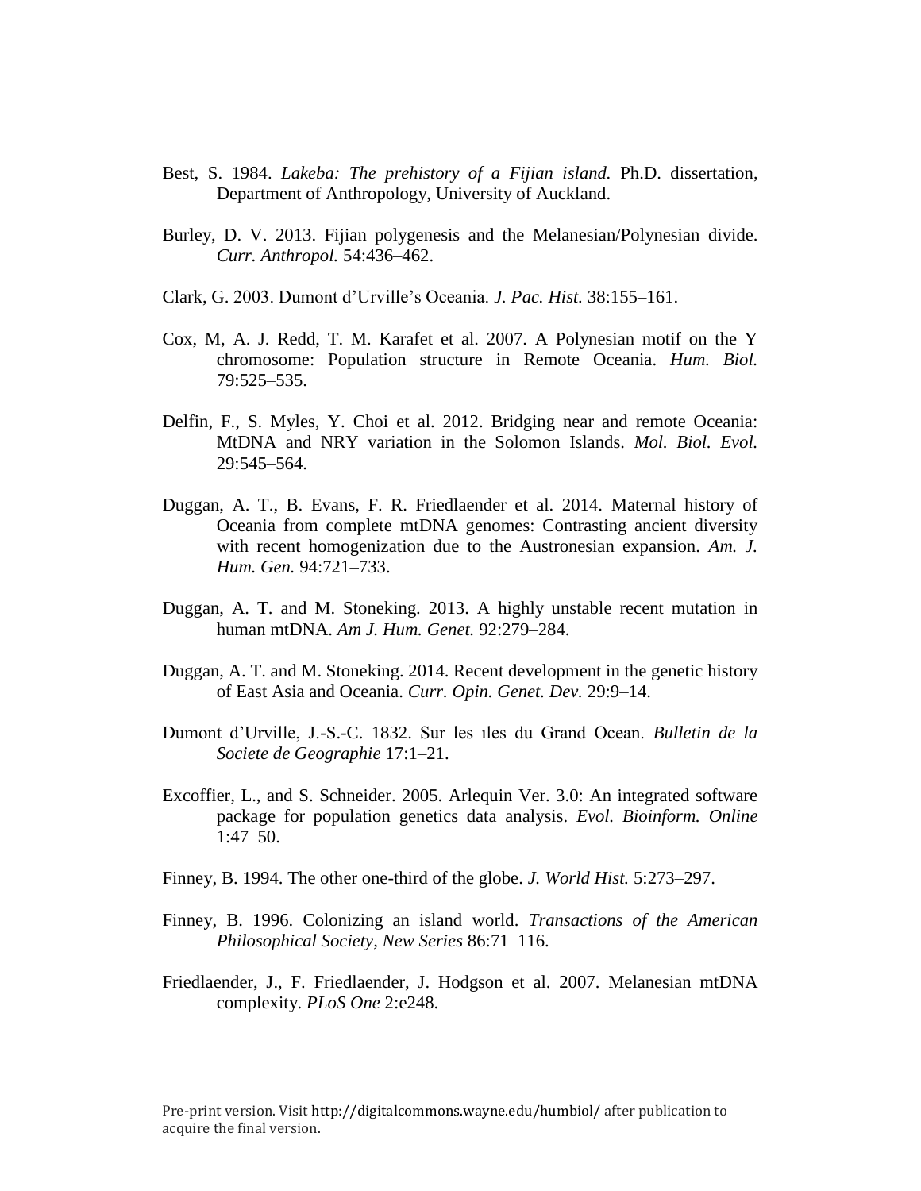Best, S. 1984. *Lakeba: The prehistory of a Fijian island.* Ph.D. dissertation, Department of Anthropology, University of Auckland.

Burley, D. V. 2013. Fijian polygenesis and the Melanesian/Polynesian divide. *Curr. Anthropol.* 54:436–462.

Clark, G. 2003. Dumont d'Urville's Oceania. *J. Pac. Hist.* 38:155–161.

Cox, M, A. J. Redd, T. M. Karafet et al. 2007. A Polynesian motif on the Y chromosome: Population structure in Remote Oceania. *Hum. Biol.* 79:525–535.

Delfin, F., S. Myles, Y. Choi et al. 2012. Bridging near and remote Oceania: MtDNA and NRY variation in the Solomon Islands. *Mol. Biol. Evol.* 29:545–564.

Duggan, A. T., B. Evans, F. R. Friedlaender et al. 2014. Maternal history of Oceania from complete mtDNA genomes: Contrasting ancient diversity with recent homogenization due to the Austronesian expansion. *Am. J. Hum. Gen.* 94:721–733.

Duggan, A. T. and M. Stoneking. 2013. A highly unstable recent mutation in human mtDNA. *Am J. Hum. Genet.* 92:279–284.

Duggan, A. T. and M. Stoneking. 2014. Recent development in the genetic history of East Asia and Oceania. *Curr. Opin. Genet. Dev.* 29:9–14.

Dumont d'Urville, J.-S.-C. 1832. Sur les ıles du Grand Ocean. *Bulletin de la Societe de Geographie* 17:1–21.

Excoffier, L., and S. Schneider. 2005. Arlequin Ver. 3.0: An integrated software package for population genetics data analysis. *Evol. Bioinform. Online* 1:47–50.

Finney, B. 1994. The other one-third of the globe. *J. World Hist.* 5:273–297.

Finney, B. 1996. Colonizing an island world. *Transactions of the American Philosophical Society, New Series* 86:71–116.

Friedlaender, J., F. Friedlaender, J. Hodgson et al. 2007. Melanesian mtDNA complexity. *PLoS One* 2:e248.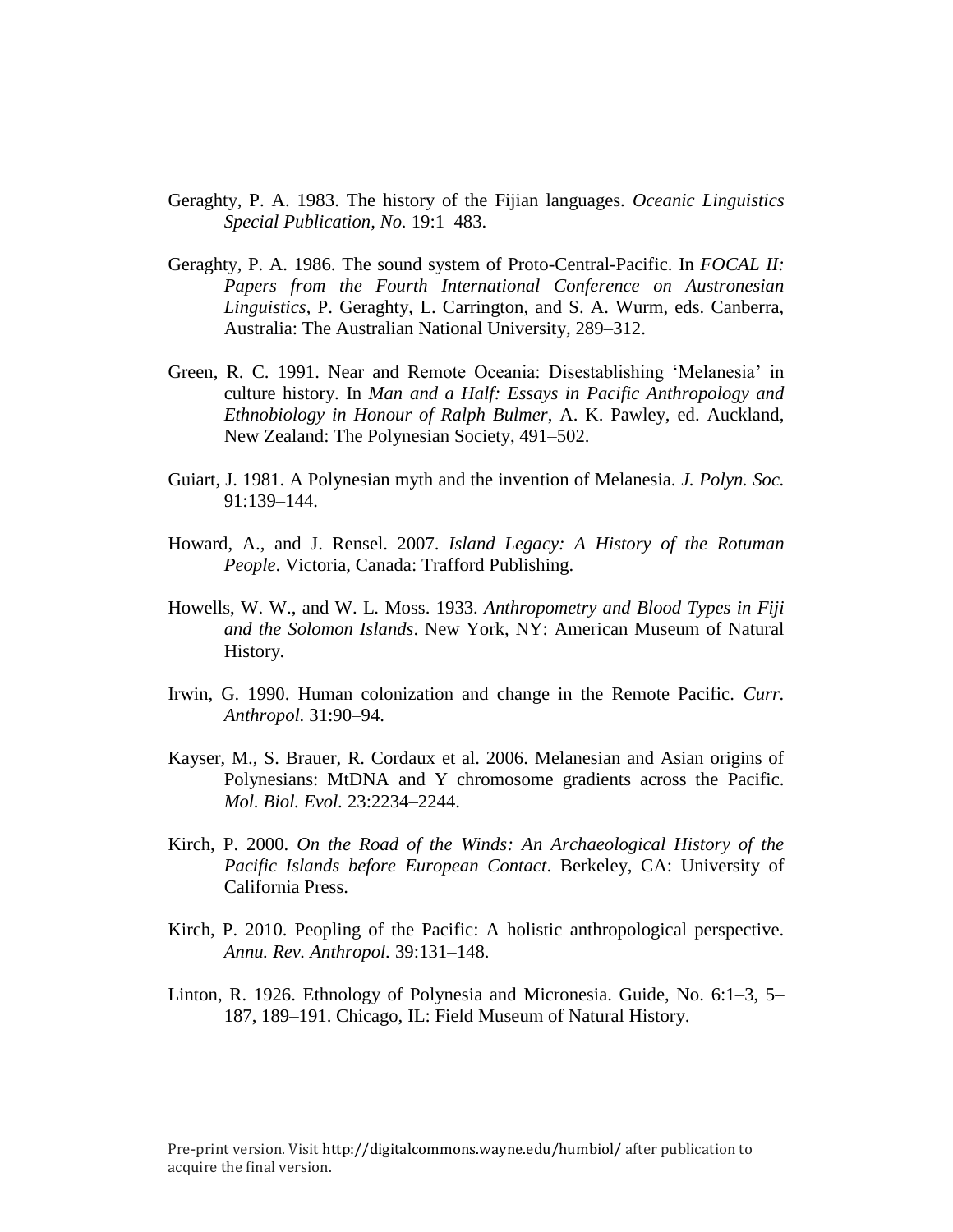Geraghty, P. A. 1983. The history of the Fijian languages. *Oceanic Linguistics Special Publication, No.* 19:1–483.

Geraghty, P. A. 1986. The sound system of Proto-Central-Pacific. In *FOCAL II: Papers from the Fourth International Conference on Austronesian Linguistics*, P. Geraghty, L. Carrington, and S. A. Wurm, eds. Canberra, Australia: The Australian National University, 289–312.

Green, R. C. 1991. Near and Remote Oceania: Disestablishing 'Melanesia' in culture history. In *Man and a Half: Essays in Pacific Anthropology and Ethnobiology in Honour of Ralph Bulmer*, A. K. Pawley, ed. Auckland, New Zealand: The Polynesian Society, 491–502.

Guiart, J. 1981. A Polynesian myth and the invention of Melanesia. *J. Polyn. Soc.* 91:139–144.

Howard, A., and J. Rensel. 2007. *Island Legacy: A History of the Rotuman People*. Victoria, Canada: Trafford Publishing.

Howells, W. W., and W. L. Moss. 1933. *Anthropometry and Blood Types in Fiji and the Solomon Islands*. New York, NY: American Museum of Natural History.

Irwin, G. 1990. Human colonization and change in the Remote Pacific. *Curr. Anthropol.* 31:90–94.

Kayser, M., S. Brauer, R. Cordaux et al. 2006. Melanesian and Asian origins of Polynesians: MtDNA and Y chromosome gradients across the Pacific. *Mol. Biol. Evol.* 23:2234–2244.

Kirch, P. 2000. *On the Road of the Winds: An Archaeological History of the Pacific Islands before European Contact*. Berkeley, CA: University of California Press.

Kirch, P. 2010. Peopling of the Pacific: A holistic anthropological perspective. *Annu. Rev. Anthropol.* 39:131–148.

Linton, R. 1926. Ethnology of Polynesia and Micronesia. Guide, No. 6:1–3, 5–187, 189–191. Chicago, IL: Field Museum of Natural History.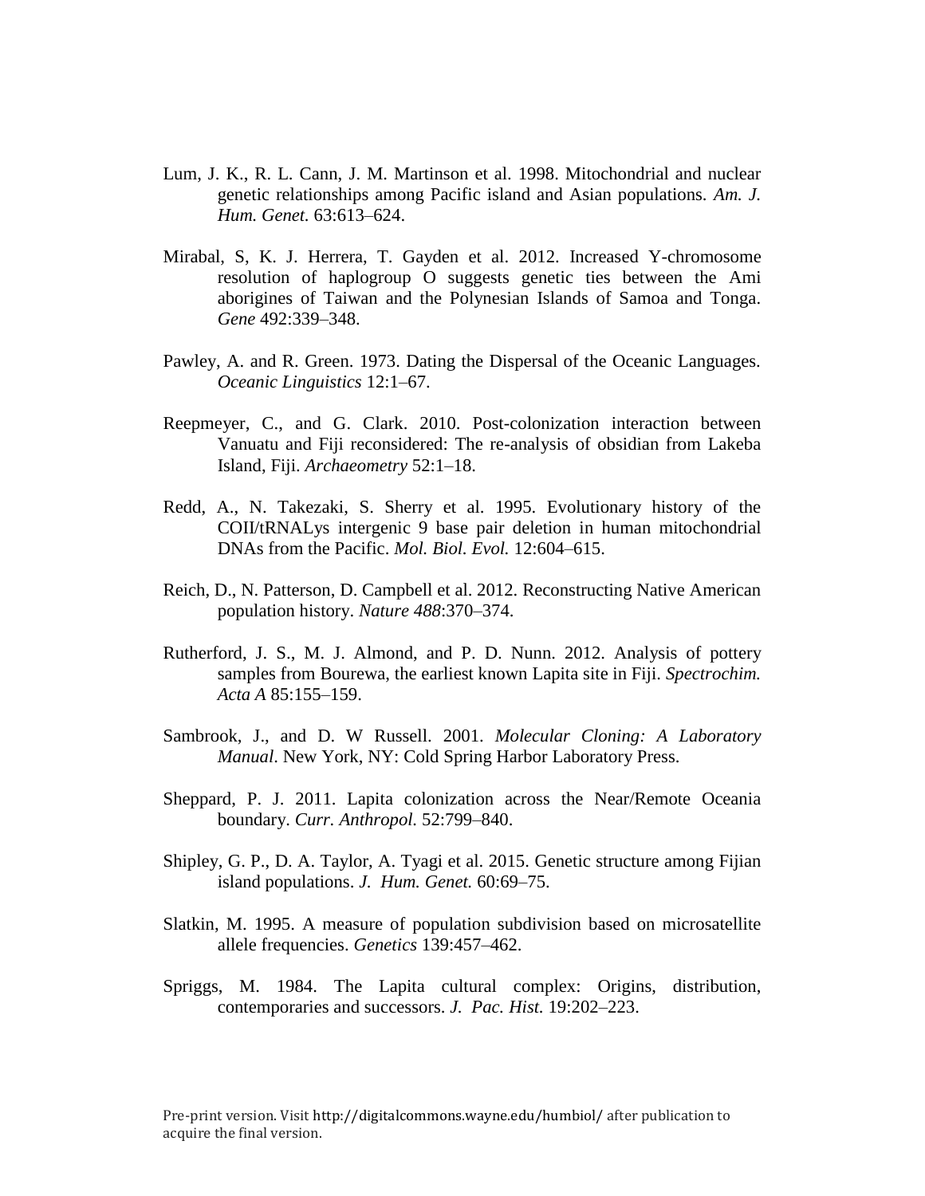Lum, J. K., R. L. Cann, J. M. Martinson et al. 1998. Mitochondrial and nuclear genetic relationships among Pacific island and Asian populations. *Am. J. Hum. Genet.* 63:613–624.

Mirabal, S, K. J. Herrera, T. Gayden et al. 2012. Increased Y-chromosome resolution of haplogroup O suggests genetic ties between the Ami aborigines of Taiwan and the Polynesian Islands of Samoa and Tonga. *Gene* 492:339–348.

Pawley, A. and R. Green. 1973. Dating the Dispersal of the Oceanic Languages. *Oceanic Linguistics* 12:1–67.

Reepmeyer, C., and G. Clark. 2010. Post-colonization interaction between Vanuatu and Fiji reconsidered: The re-analysis of obsidian from Lakeba Island, Fiji. *Archaeometry* 52:1–18.

Redd, A., N. Takezaki, S. Sherry et al. 1995. Evolutionary history of the COII/tRNALys intergenic 9 base pair deletion in human mitochondrial DNAs from the Pacific. *Mol. Biol. Evol.* 12:604–615.

Reich, D., N. Patterson, D. Campbell et al. 2012. Reconstructing Native American population history. *Nature 488*:370–374.

Rutherford, J. S., M. J. Almond, and P. D. Nunn. 2012. Analysis of pottery samples from Bourewa, the earliest known Lapita site in Fiji. *Spectrochim. Acta A* 85:155–159.

Sambrook, J., and D. W Russell. 2001. *Molecular Cloning: A Laboratory Manual*. New York, NY: Cold Spring Harbor Laboratory Press.

Sheppard, P. J. 2011. Lapita colonization across the Near/Remote Oceania boundary. *Curr. Anthropol.* 52:799–840.

Shipley, G. P., D. A. Taylor, A. Tyagi et al. 2015. Genetic structure among Fijian island populations. *J. Hum. Genet.* 60:69–75.

Slatkin, M. 1995. A measure of population subdivision based on microsatellite allele frequencies. *Genetics* 139:457–462.

Spriggs, M. 1984. The Lapita cultural complex: Origins, distribution, contemporaries and successors. *J. Pac. Hist.* 19:202–223.

Pre-print version. Visit http://digitalcommons.wayne.edu/humbiol/ after publication to acquire the final version.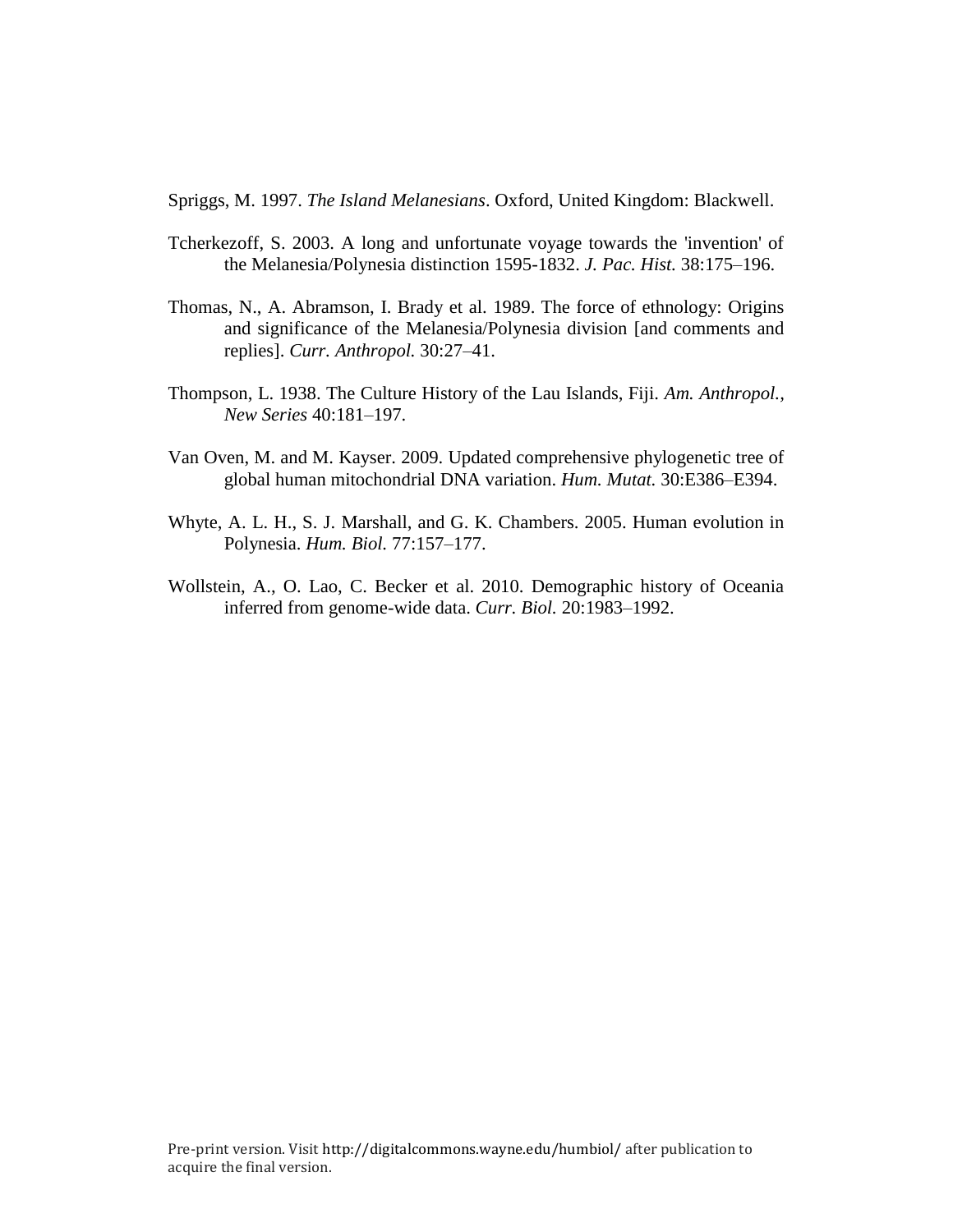Spriggs, M. 1997. *The Island Melanesians*. Oxford, United Kingdom: Blackwell.

Tcherkezoff, S. 2003. A long and unfortunate voyage towards the 'invention' of the Melanesia/Polynesia distinction 1595-1832. *J. Pac. Hist.* 38:175–196.

Thomas, N., A. Abramson, I. Brady et al. 1989. The force of ethnology: Origins and significance of the Melanesia/Polynesia division [and comments and replies]. *Curr. Anthropol.* 30:27–41.

Thompson, L. 1938. The Culture History of the Lau Islands, Fiji. *Am. Anthropol., New Series* 40:181–197.

Van Oven, M. and M. Kayser. 2009. Updated comprehensive phylogenetic tree of global human mitochondrial DNA variation. *Hum. Mutat.* 30:E386–E394.

Whyte, A. L. H., S. J. Marshall, and G. K. Chambers. 2005. Human evolution in Polynesia. *Hum. Biol.* 77:157–177.

Wollstein, A., O. Lao, C. Becker et al. 2010. Demographic history of Oceania inferred from genome-wide data. *Curr. Biol.* 20:1983–1992.

Pre-print version. Visit http://digitalcommons.wayne.edu/humbiol/ after publication to acquire the final version.